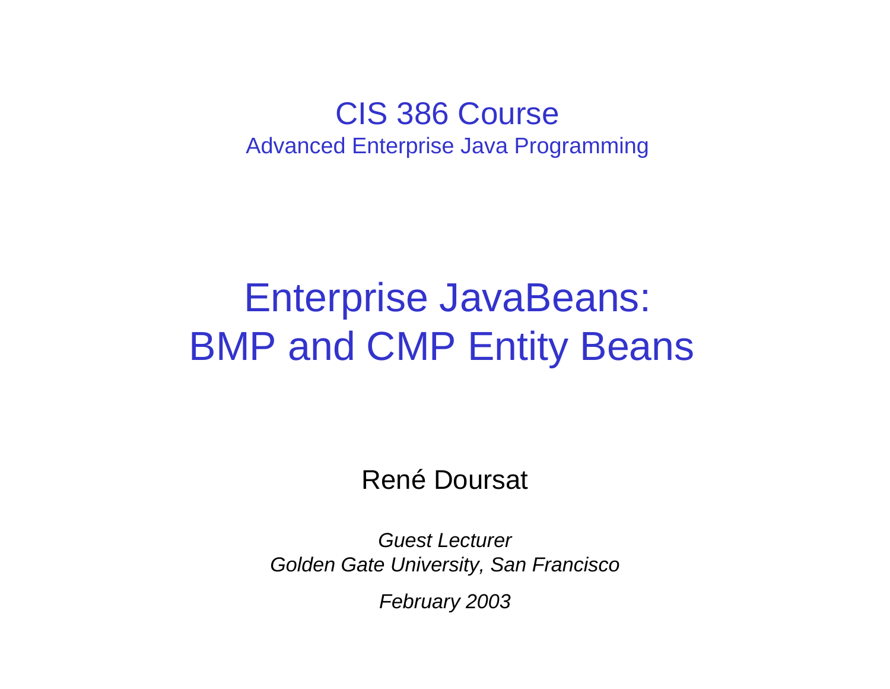# CIS 386 Course

Advanced Enterprise Java Programming

# Enterprise JavaBeans: BMP and CMP Entity Beans

René Doursat

*Guest Lecturer*
*Golden Gate University, San Francisco*

*February 2003*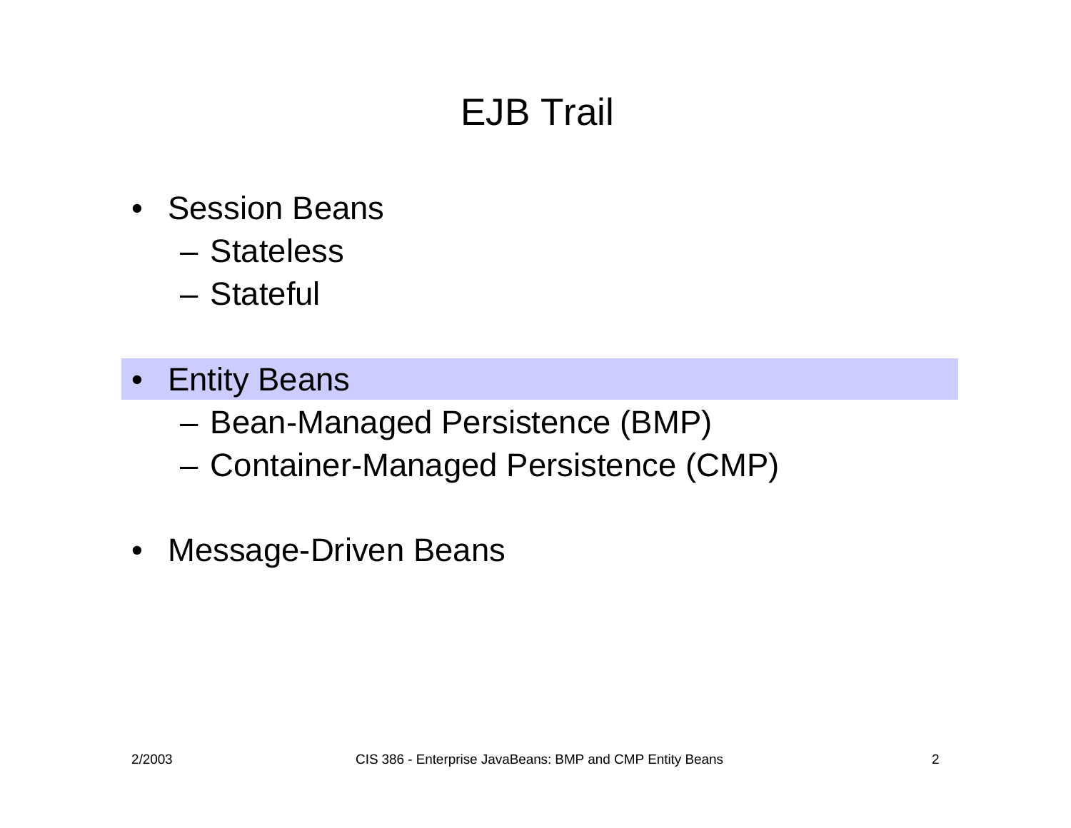# EJB Trail

- Session Beans
  - Stateless
  - Stateful
- Entity Beans
  - Bean-Managed Persistence (BMP)
  - Container-Managed Persistence (CMP)
- Message-Driven Beans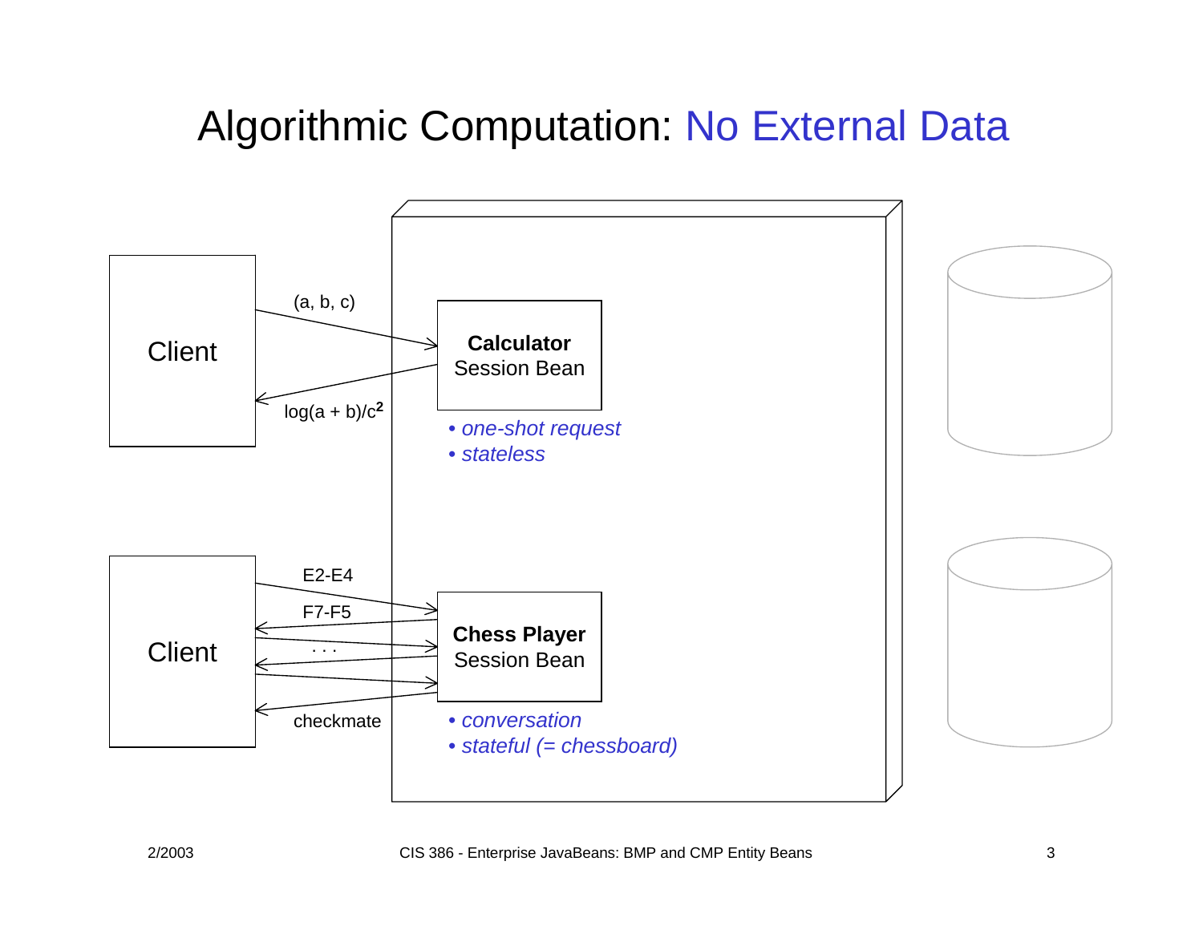# Algorithmic Computation: No External Data

Client

(a, b, c)

$\log(a + b)/c^2$

**Calculator** Session Bean

- *one-shot request*
- *stateless*

Client

E2-E4

F7-F5

. . .

checkmate

**Chess Player** Session Bean

- *conversation*
- *stateful (= chessboard)*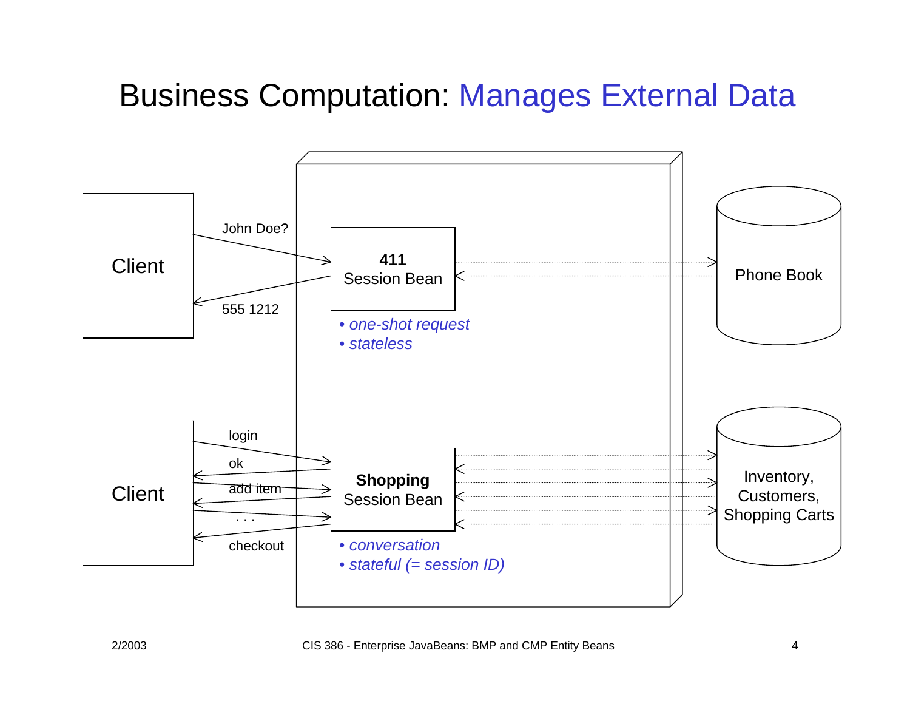# Business Computation: Manages External Data

Client

John Doe?

555 1212

**411**
Session Bean

- *one-shot request*
- *stateless*

Phone Book

Client

login

ok

add item

. . .

checkout

**Shopping**
Session Bean

- *conversation*
- *stateful (= session ID)*

Inventory,
Customers,
Shopping Carts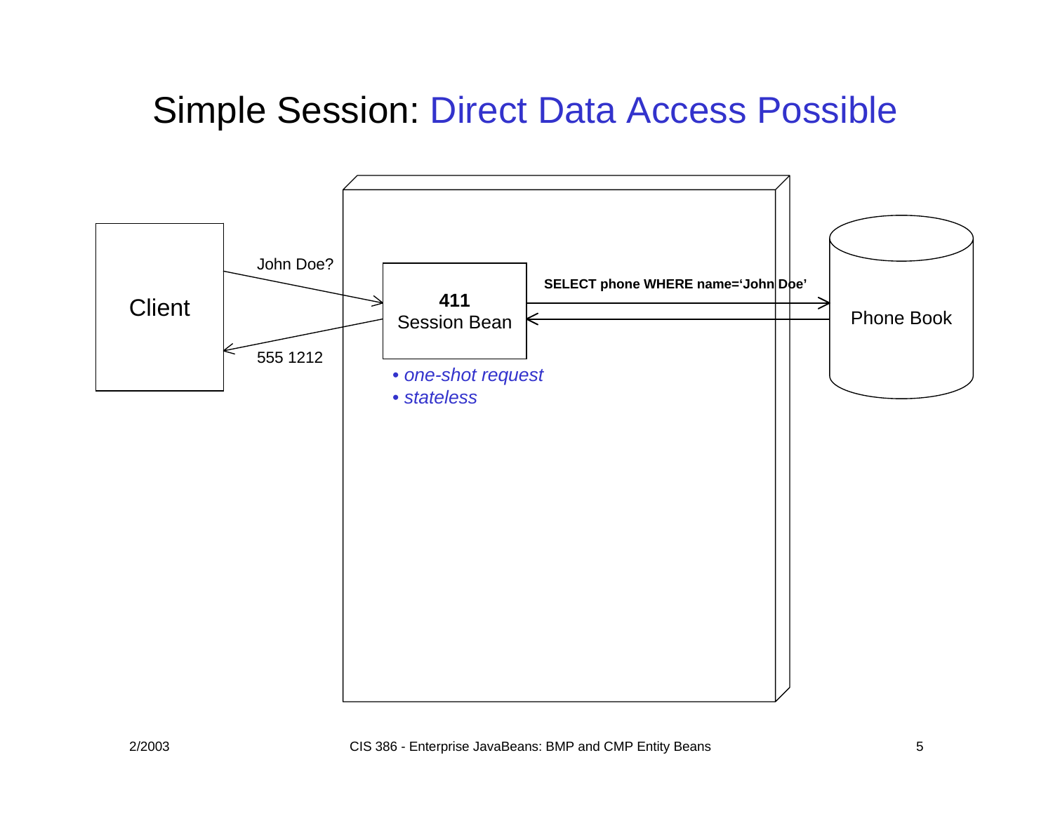# Simple Session: Direct Data Access Possible

Client

John Doe?

555 1212

**411**
Session Bean

**SELECT phone WHERE name='John Doe'**

Phone Book

- *one-shot request*
- *stateless*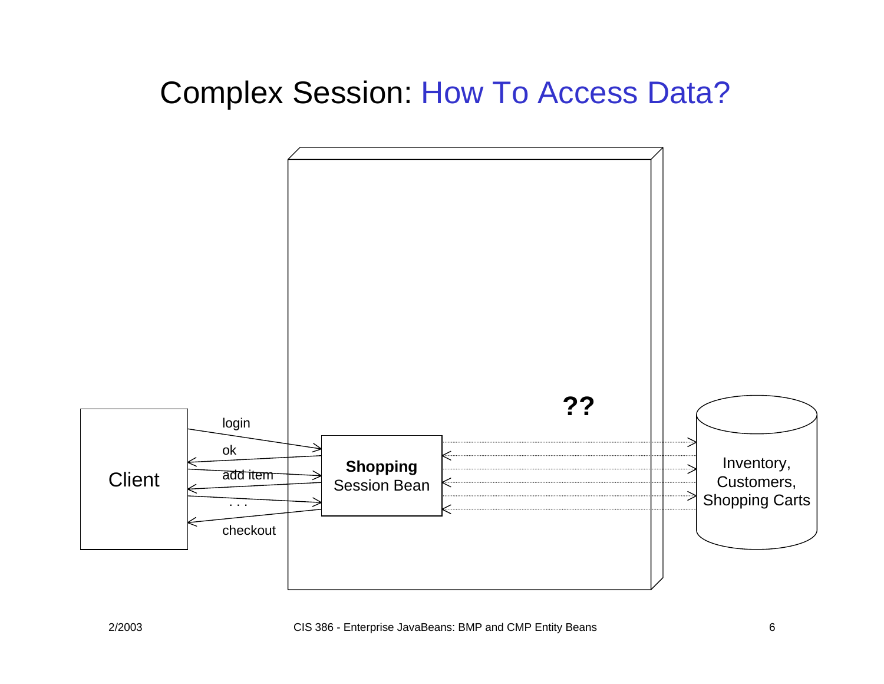# Complex Session: How To Access Data?

Client

login

ok

add item

. . .

checkout

**Shopping** Session Bean

**??**

Inventory, Customers, Shopping Carts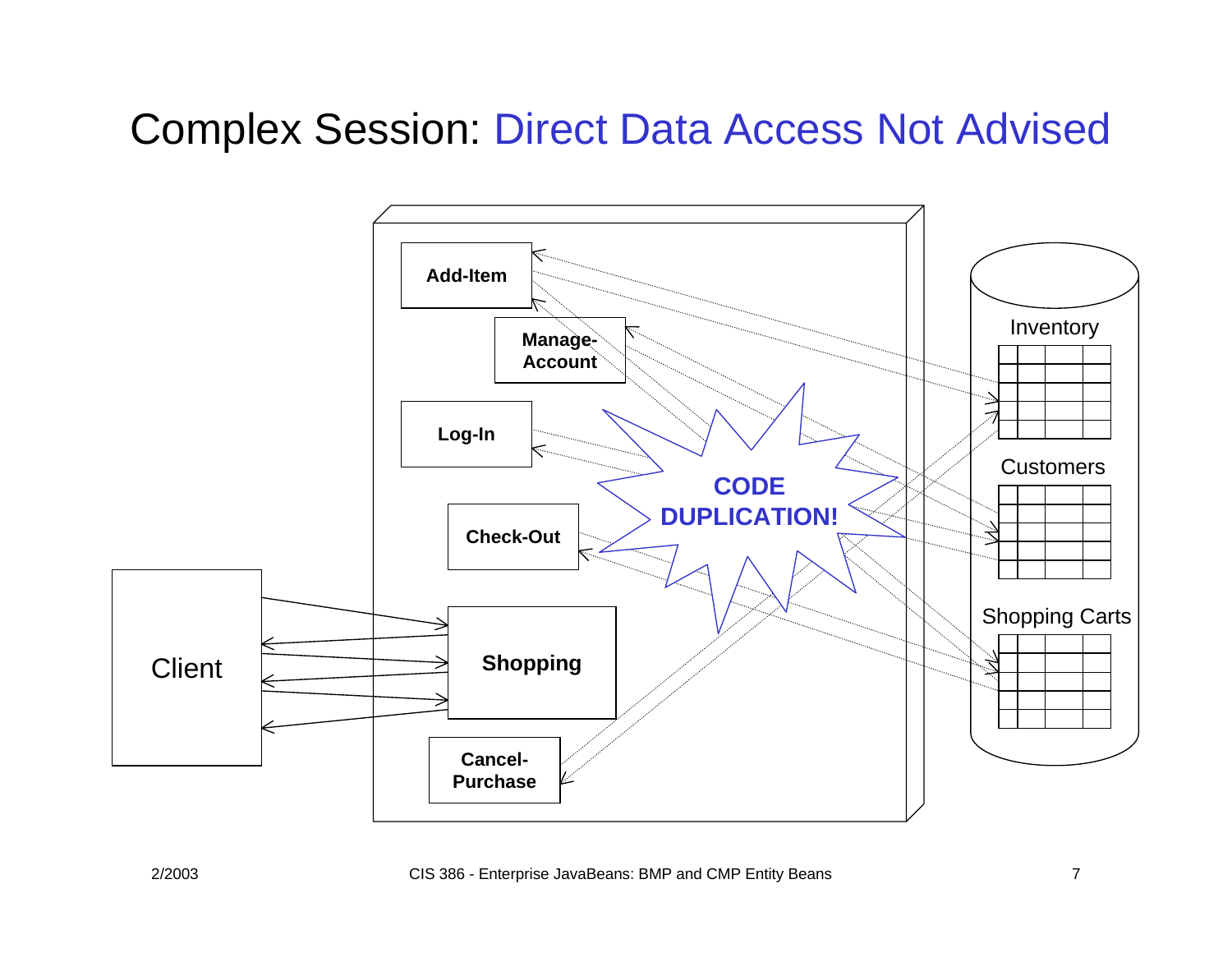# Complex Session: Direct Data Access Not Advised

Add-Item

Manage-Account

Log-In

Check-Out

Shopping

Cancel-Purchase

Client

CODE DUPLICATION!

Inventory

Customers

Shopping Carts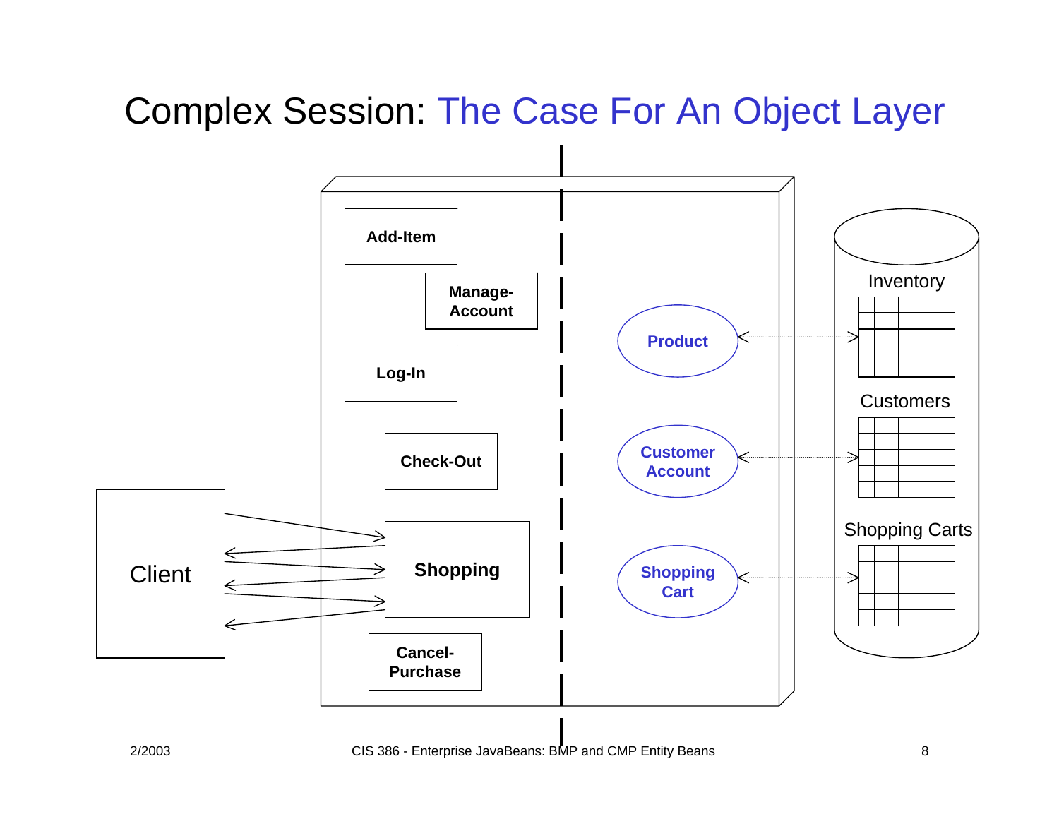# Complex Session: The Case For An Object Layer

Add-Item

Manage-Account

Log-In

Check-Out

Shopping

Cancel-Purchase

Client

Product

Customer Account

Shopping Cart

Inventory

Customers

Shopping Carts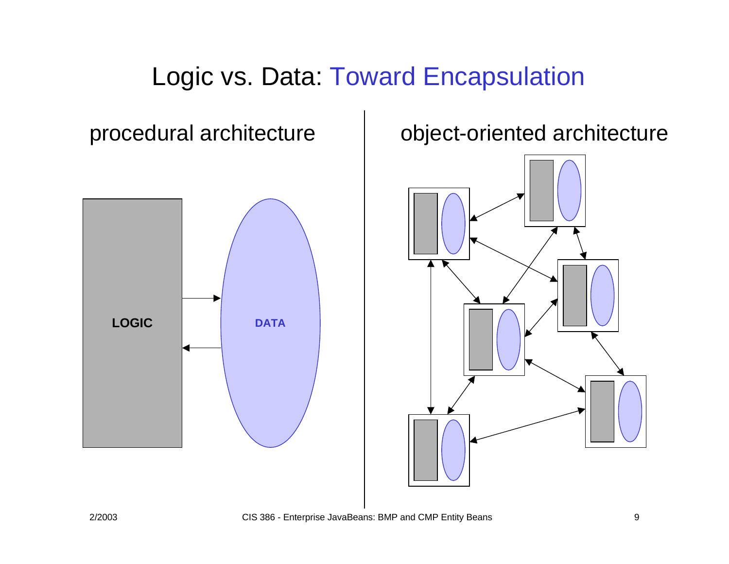# Logic vs. Data: Toward Encapsulation

procedural architecture

LOGIC

DATA

object-oriented architecture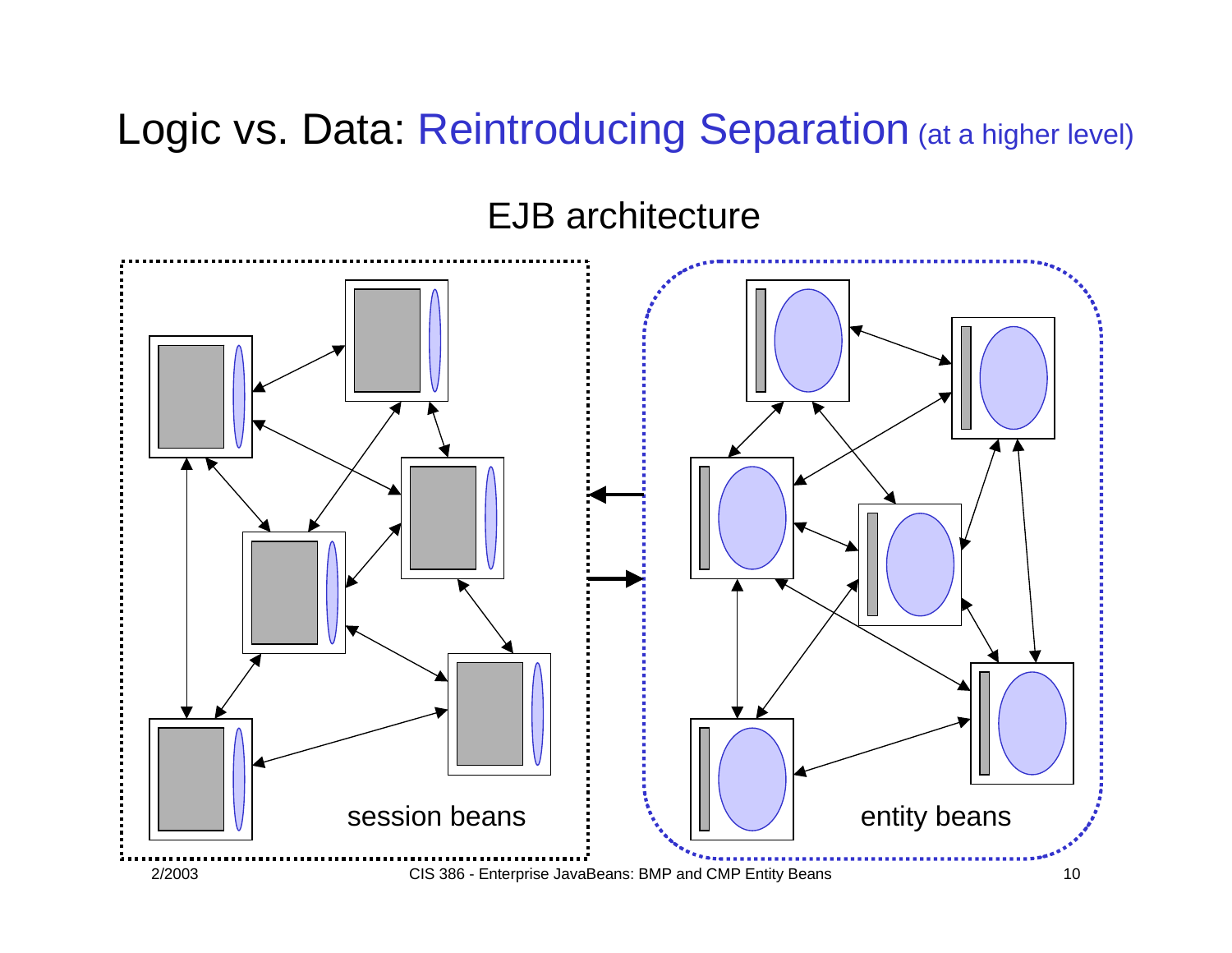# Logic vs. Data: Reintroducing Separation (at a higher level)

EJB architecture

session beans

entity beans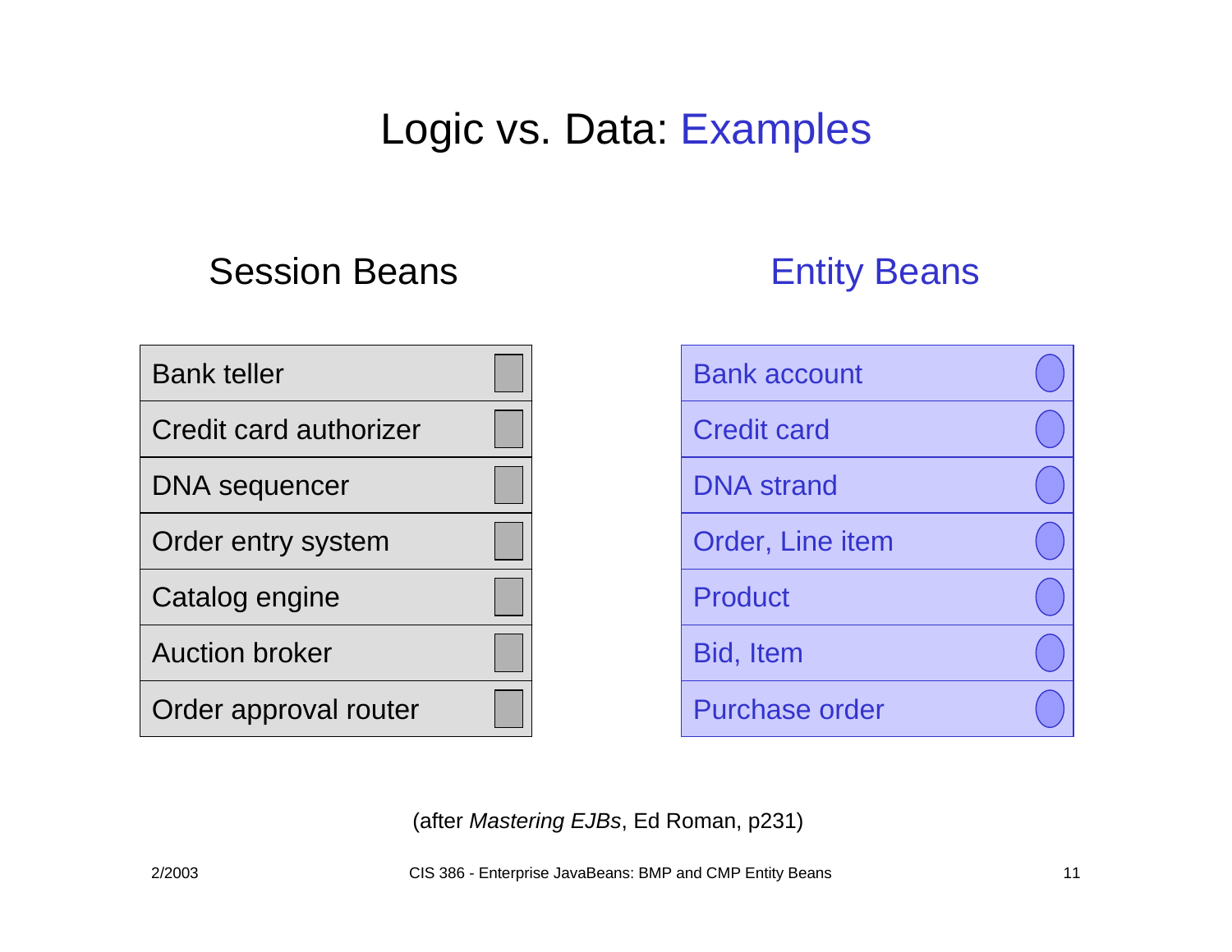# Logic vs. Data: Examples

| Session Beans | Entity Beans |
| --- | --- |
| Bank teller | Bank account |
| Credit card authorizer | Credit card |
| DNA sequencer | DNA strand |
| Order entry system | Order, Line item |
| Catalog engine | Product |
| Auction broker | Bid, Item |
| Order approval router | Purchase order |

(after *Mastering EJBs*, Ed Roman, p231)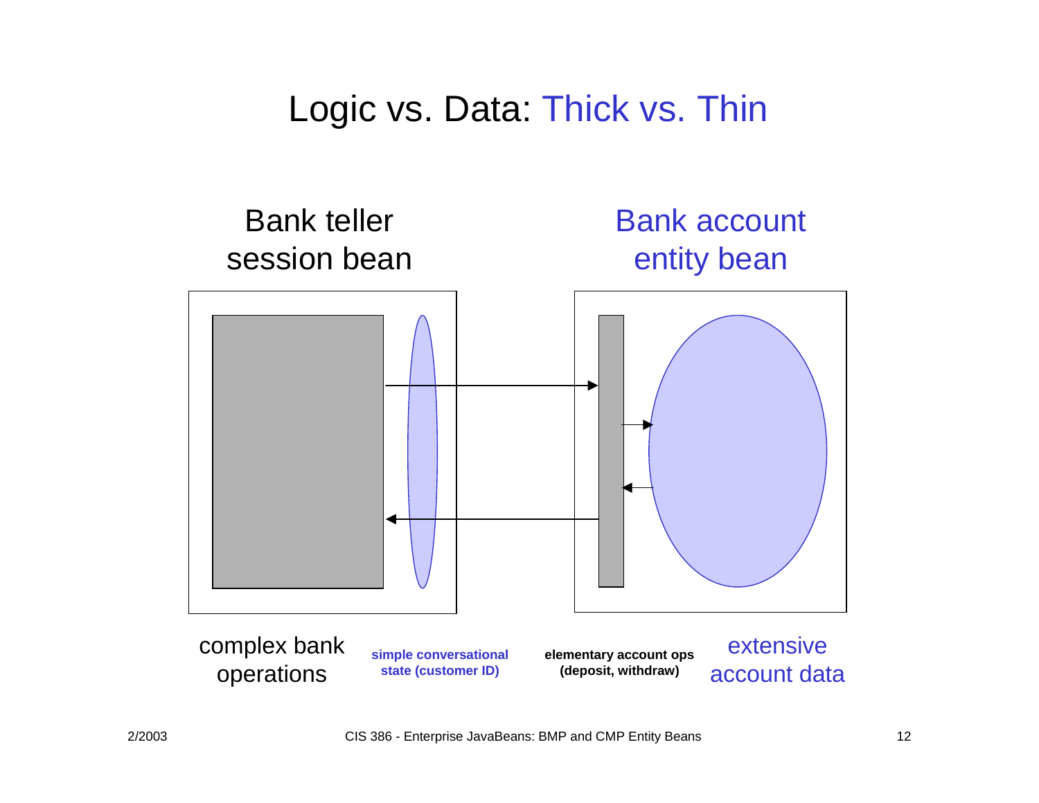# Logic vs. Data: Thick vs. Thin

Bank teller session bean

Bank account entity bean

complex bank operations

**simple conversational state (customer ID)**

**elementary account ops (deposit, withdraw)**

extensive account data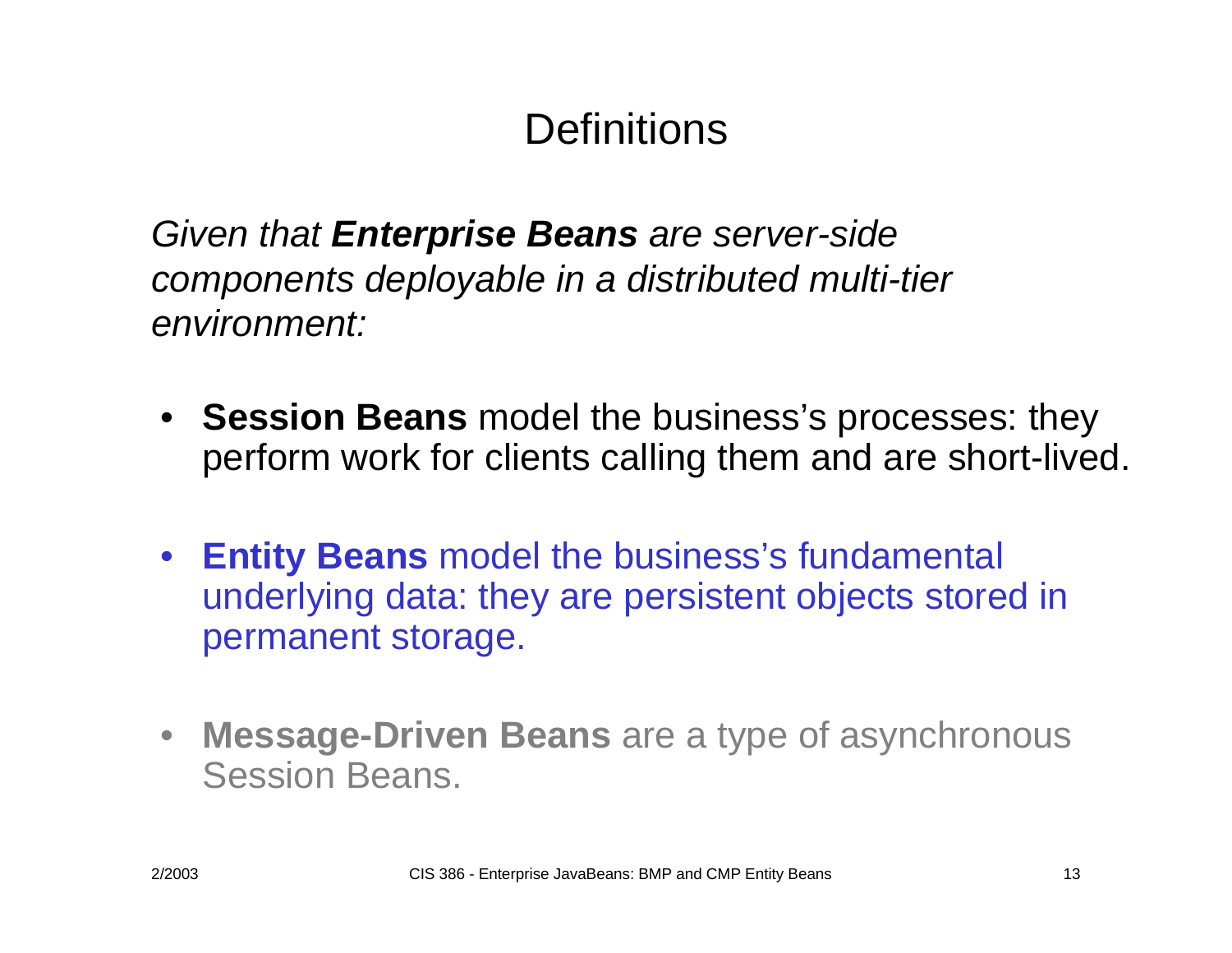# Definitions

*Given that **Enterprise Beans** are server-side components deployable in a distributed multi-tier environment:*

- **Session Beans** model the business's processes: they perform work for clients calling them and are short-lived.
- **Entity Beans** model the business's fundamental underlying data: they are persistent objects stored in permanent storage.
- **Message-Driven Beans** are a type of asynchronous Session Beans.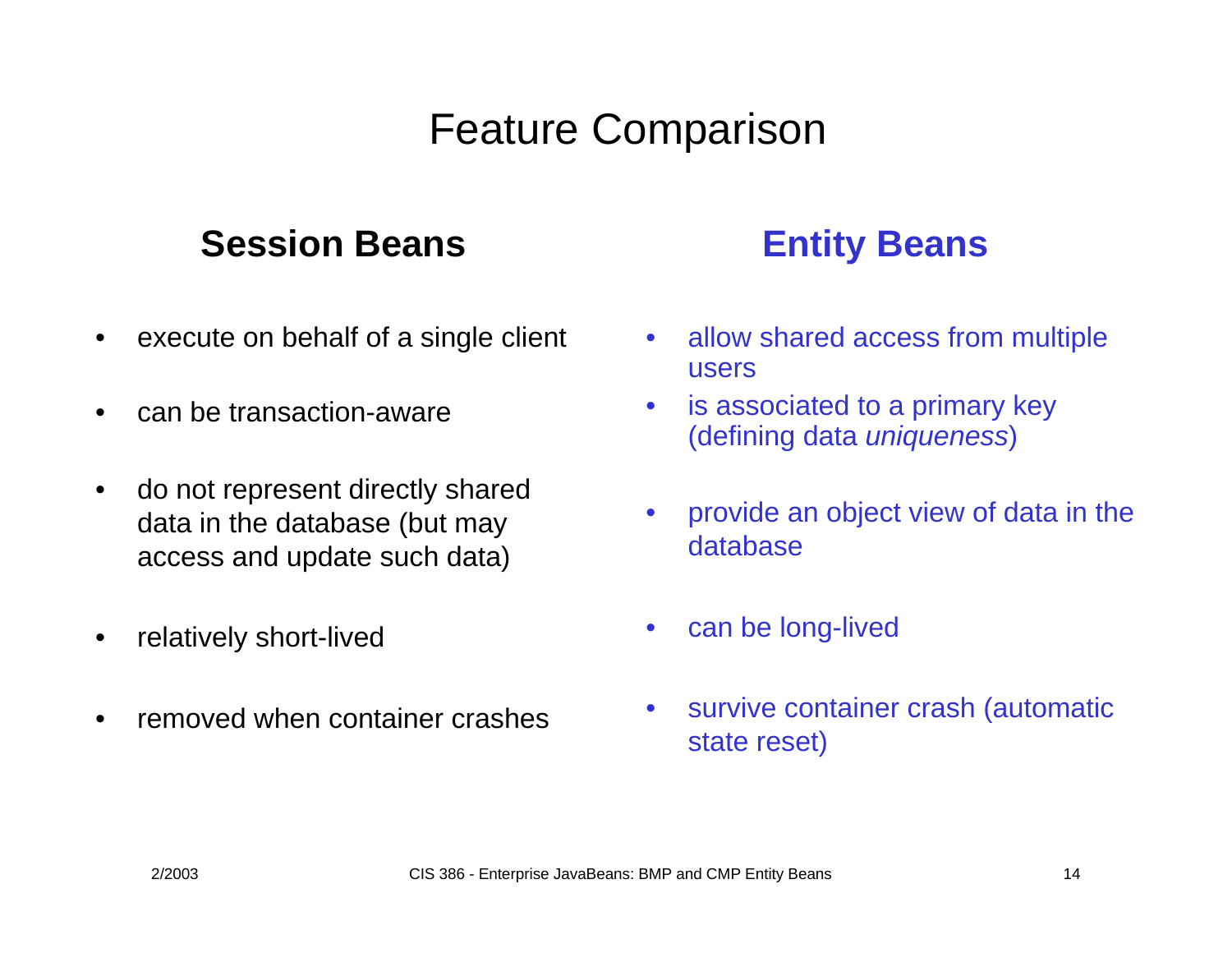# Feature Comparison

## Session Beans

- execute on behalf of a single client
- can be transaction-aware
- do not represent directly shared data in the database (but may access and update such data)
- relatively short-lived
- removed when container crashes

## Entity Beans

- allow shared access from multiple users
- is associated to a primary key (defining data *uniqueness*)
- provide an object view of data in the database
- can be long-lived
- survive container crash (automatic state reset)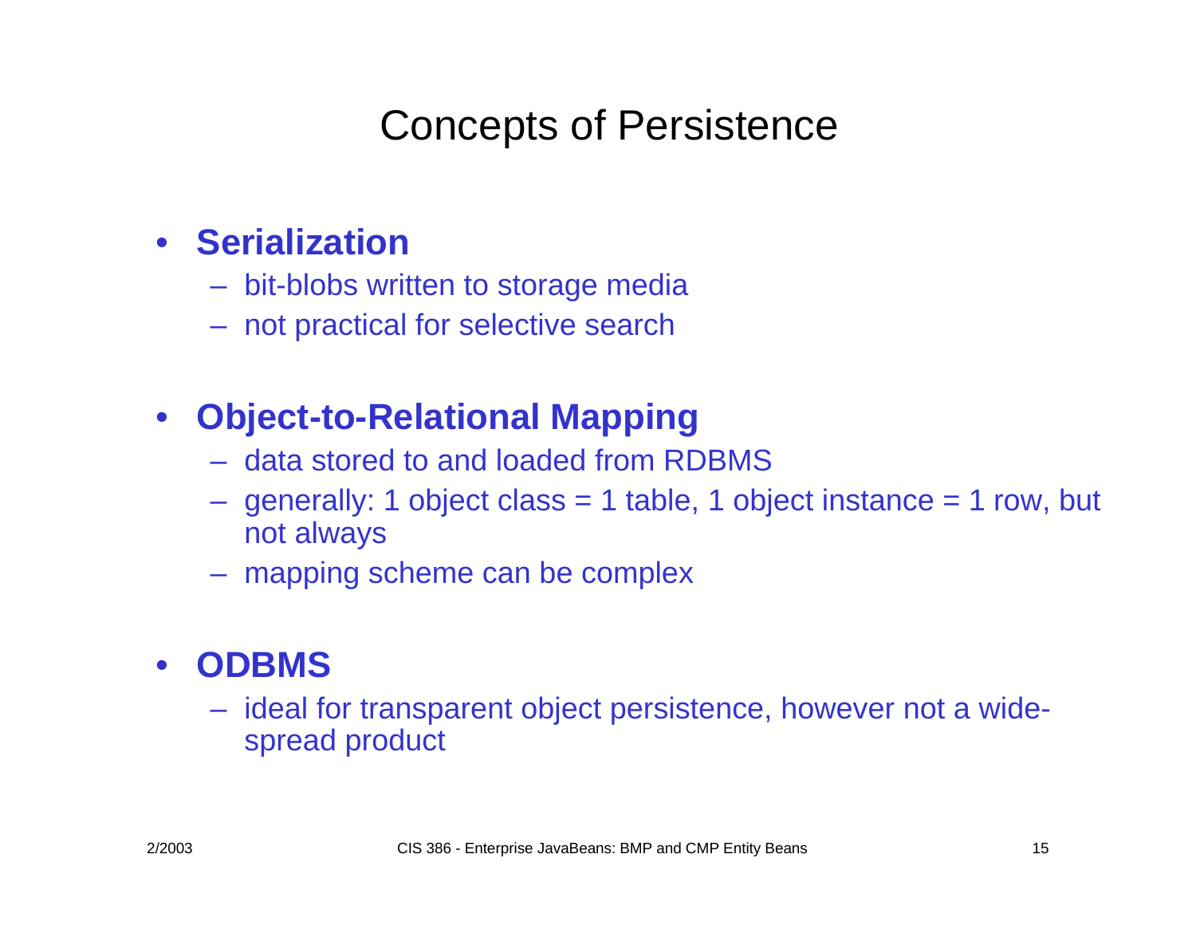# Concepts of Persistence

- **Serialization**
  - bit-blobs written to storage media
  - not practical for selective search

- **Object-to-Relational Mapping**
  - data stored to and loaded from RDBMS
  - generally: 1 object class = 1 table, 1 object instance = 1 row, but not always
  - mapping scheme can be complex

- **ODBMS**
  - ideal for transparent object persistence, however not a wide-spread product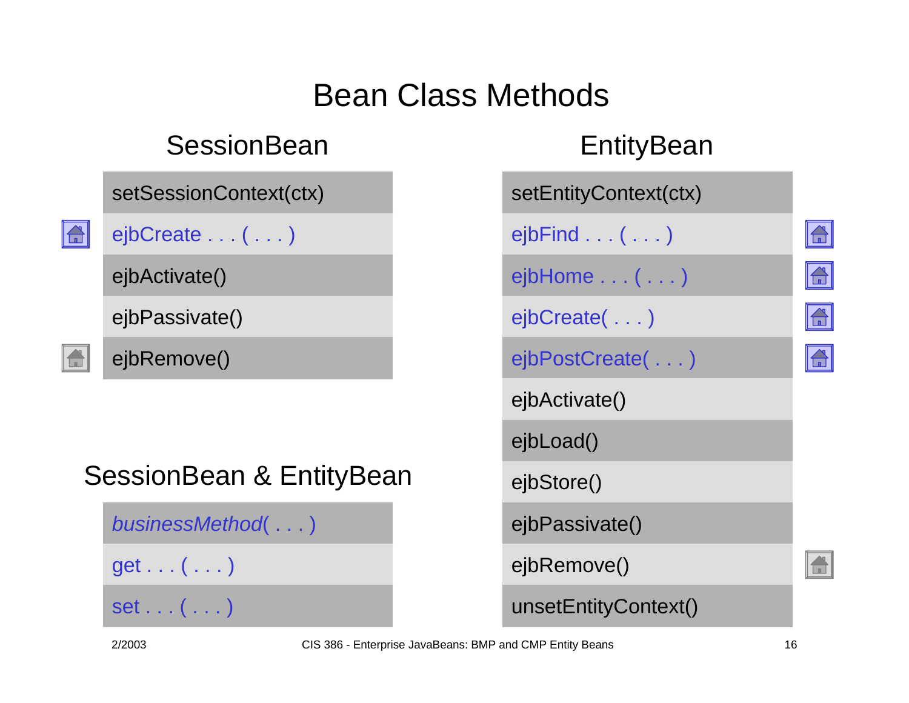# Bean Class Methods

## SessionBean

- setSessionContext(ctx)
- ejbCreate . . . ( . . . )
- ejbActivate()
- ejbPassivate()
- ejbRemove()

## SessionBean & EntityBean

- *businessMethod( . . . )*
- get . . . ( . . . )
- set . . . ( . . . )

## EntityBean

- setEntityContext(ctx)
- ejbFind . . . ( . . . )
- ejbHome . . . ( . . . )
- ejbCreate( . . . )
- ejbPostCreate( . . . )
- ejbActivate()
- ejbLoad()
- ejbStore()
- ejbPassivate()
- ejbRemove()
- unsetEntityContext()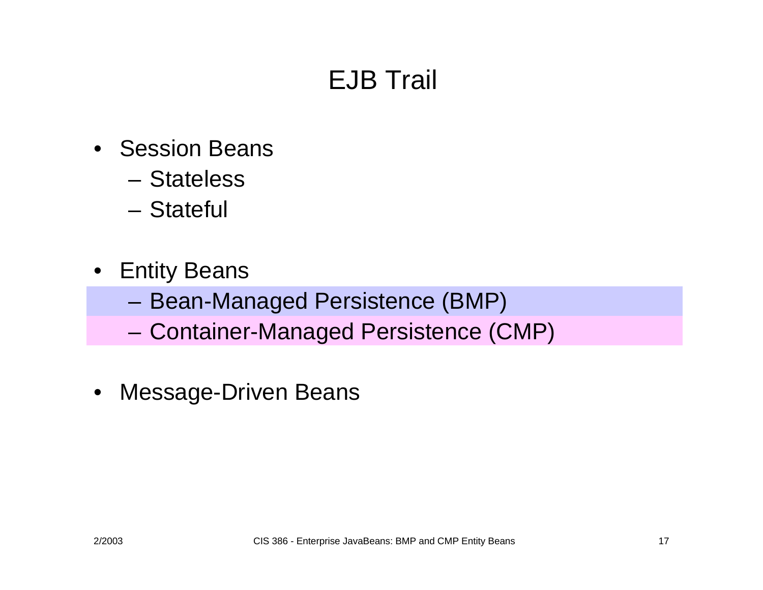# EJB Trail

- Session Beans
  - Stateless
  - Stateful
- Entity Beans
  - Bean-Managed Persistence (BMP)
  - Container-Managed Persistence (CMP)
- Message-Driven Beans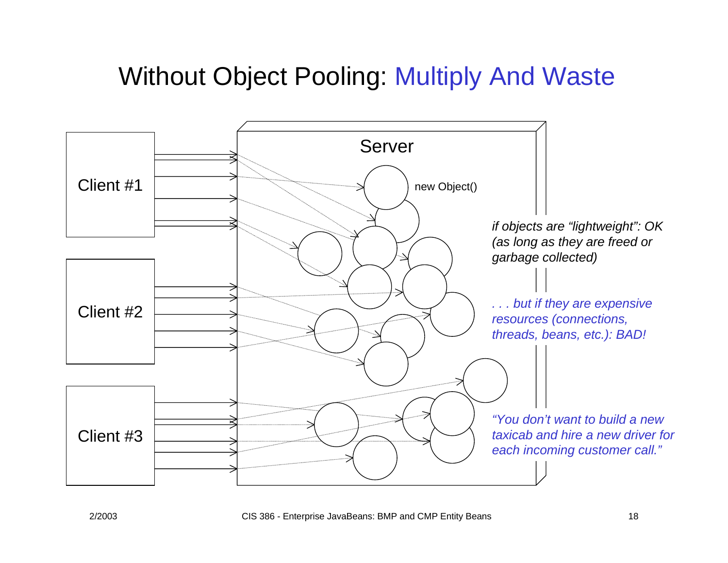# Without Object Pooling: Multiply And Waste

Client #1

Client #2

Client #3

Server

new Object()

*if objects are "lightweight": OK (as long as they are freed or garbage collected)*

*. . . but if they are expensive resources (connections, threads, beans, etc.): BAD!*

*"You don't want to build a new taxicab and hire a new driver for each incoming customer call."*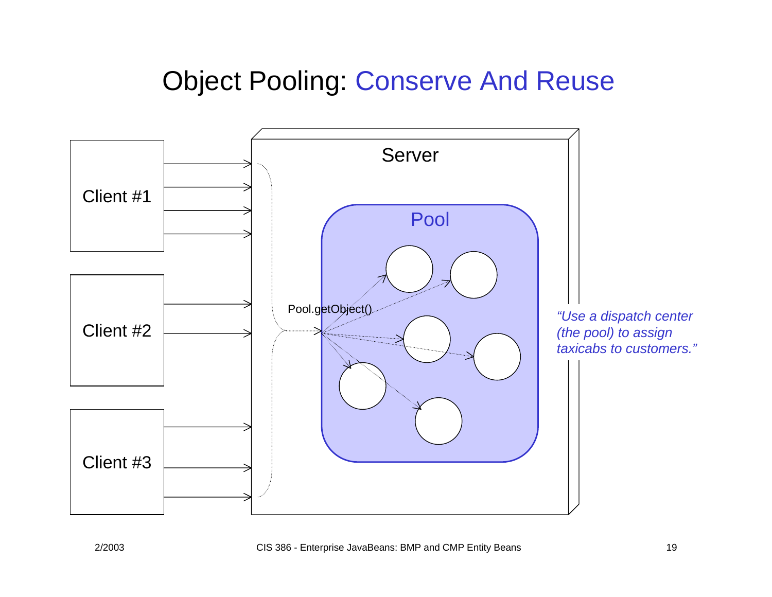# Object Pooling: Conserve And Reuse

Client #1

Client #2

Client #3

Server

Pool

Pool.getObject()

*"Use a dispatch center (the pool) to assign taxicabs to customers."*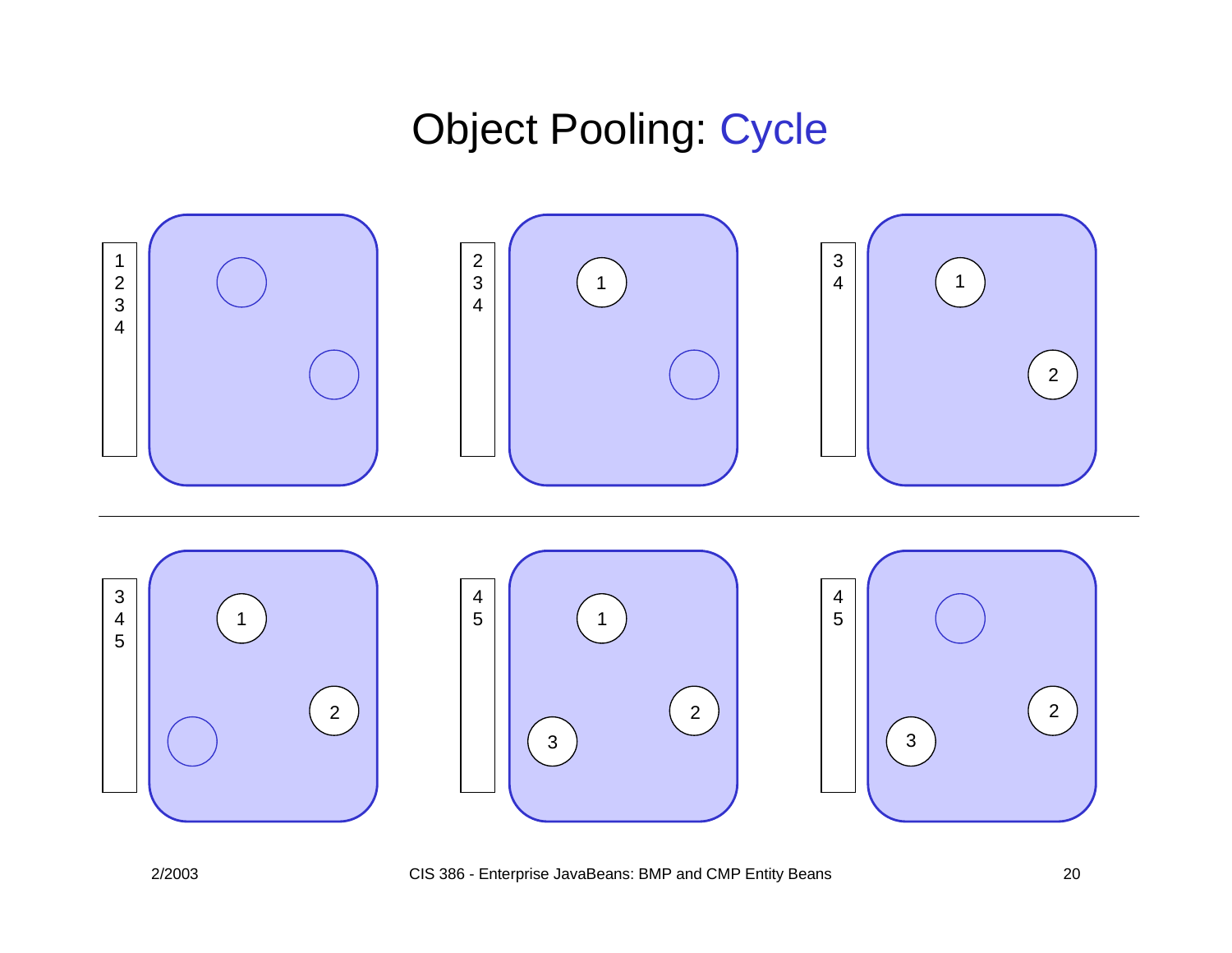# Object Pooling: Cycle

| | |
|---|---|
| 1 2 3 4 | (empty, empty) |
| 2 3 4 | 1, (empty) |
| 3 4 | 1, 2 |
| 3 4 5 | 1, 2, (empty) |
| 4 5 | 1, 2, 3 |
| 4 5 | (empty), 2, 3 |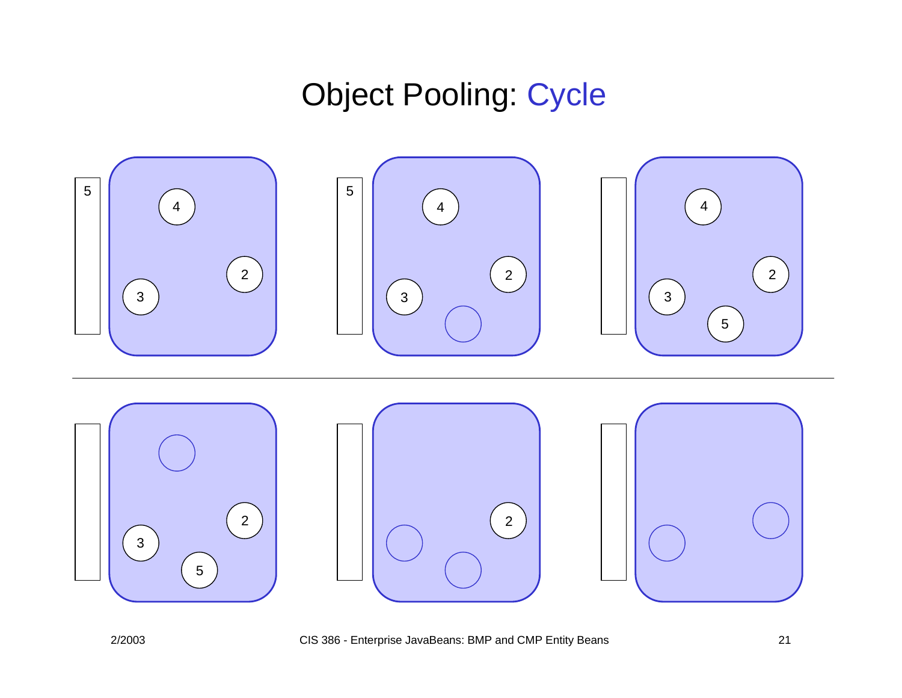# Object Pooling: Cycle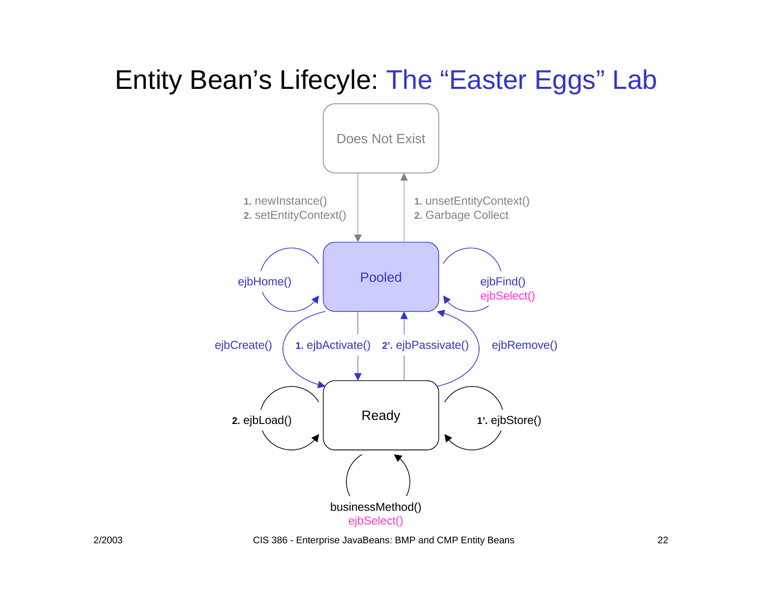# Entity Bean's Lifecyle: The "Easter Eggs" Lab

Does Not Exist

1. newInstance()
2. setEntityContext()

1. unsetEntityContext()
2. Garbage Collect

Pooled

ejbHome()

ejbFind()
ejbSelect()

ejbCreate()

1. ejbActivate()

2'. ejbPassivate()

ejbRemove()

Ready

2. ejbLoad()

1'. ejbStore()

businessMethod()
ejbSelect()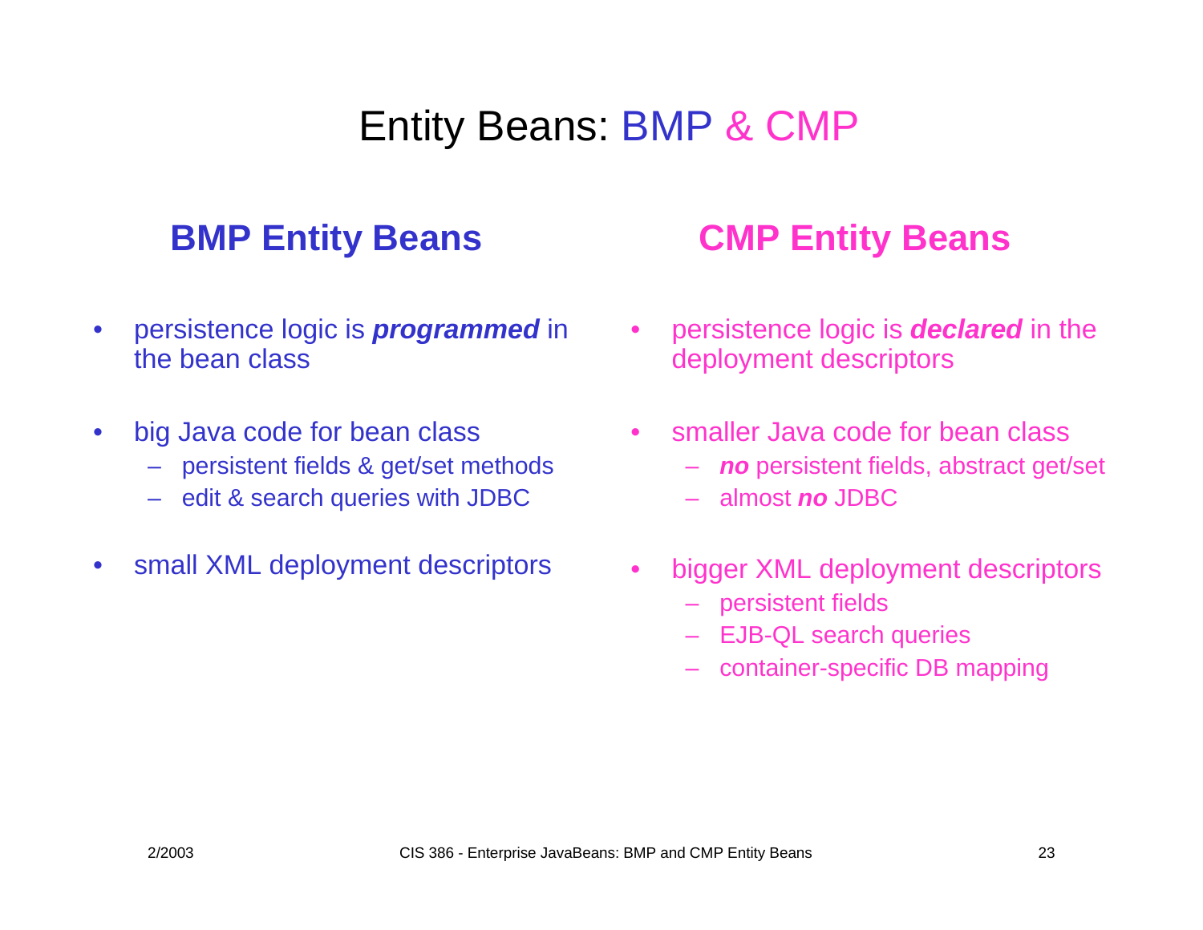# Entity Beans: BMP & CMP

## BMP Entity Beans

- persistence logic is ***programmed*** in the bean class
- big Java code for bean class
  - persistent fields & get/set methods
  - edit & search queries with JDBC
- small XML deployment descriptors

## CMP Entity Beans

- persistence logic is ***declared*** in the deployment descriptors
- smaller Java code for bean class
  - ***no*** persistent fields, abstract get/set
  - almost ***no*** JDBC
- bigger XML deployment descriptors
  - persistent fields
  - EJB-QL search queries
  - container-specific DB mapping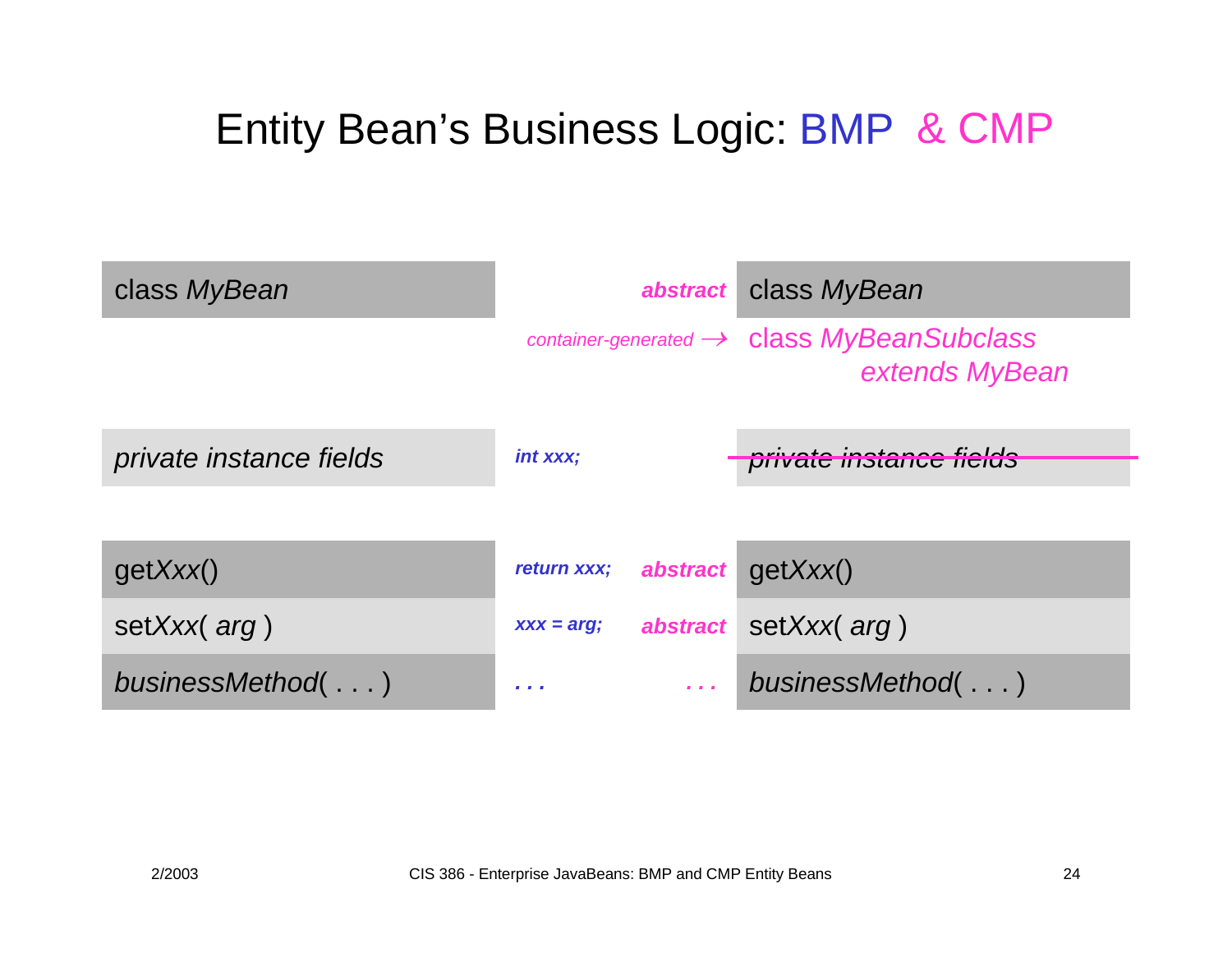# Entity Bean's Business Logic: BMP & CMP

| BMP | | | CMP |
|---|---|---|---|
| class *MyBean* | | *abstract* | class *MyBean* |
| | | *container-generated* → | class *MyBeanSubclass extends MyBean* |
| *private instance fields* | *int xxx;* | | ~~*private instance fields*~~ |
| get*Xxx*() | *return xxx;* | *abstract* | get*Xxx*() |
| set*Xxx*( *arg* ) | *xxx = arg;* | *abstract* | set*Xxx*( *arg* ) |
| *businessMethod*( . . . ) | *. . .* | *. . .* | *businessMethod*( . . . ) |

2/2003

CIS 386 - Enterprise JavaBeans: BMP and CMP Entity Beans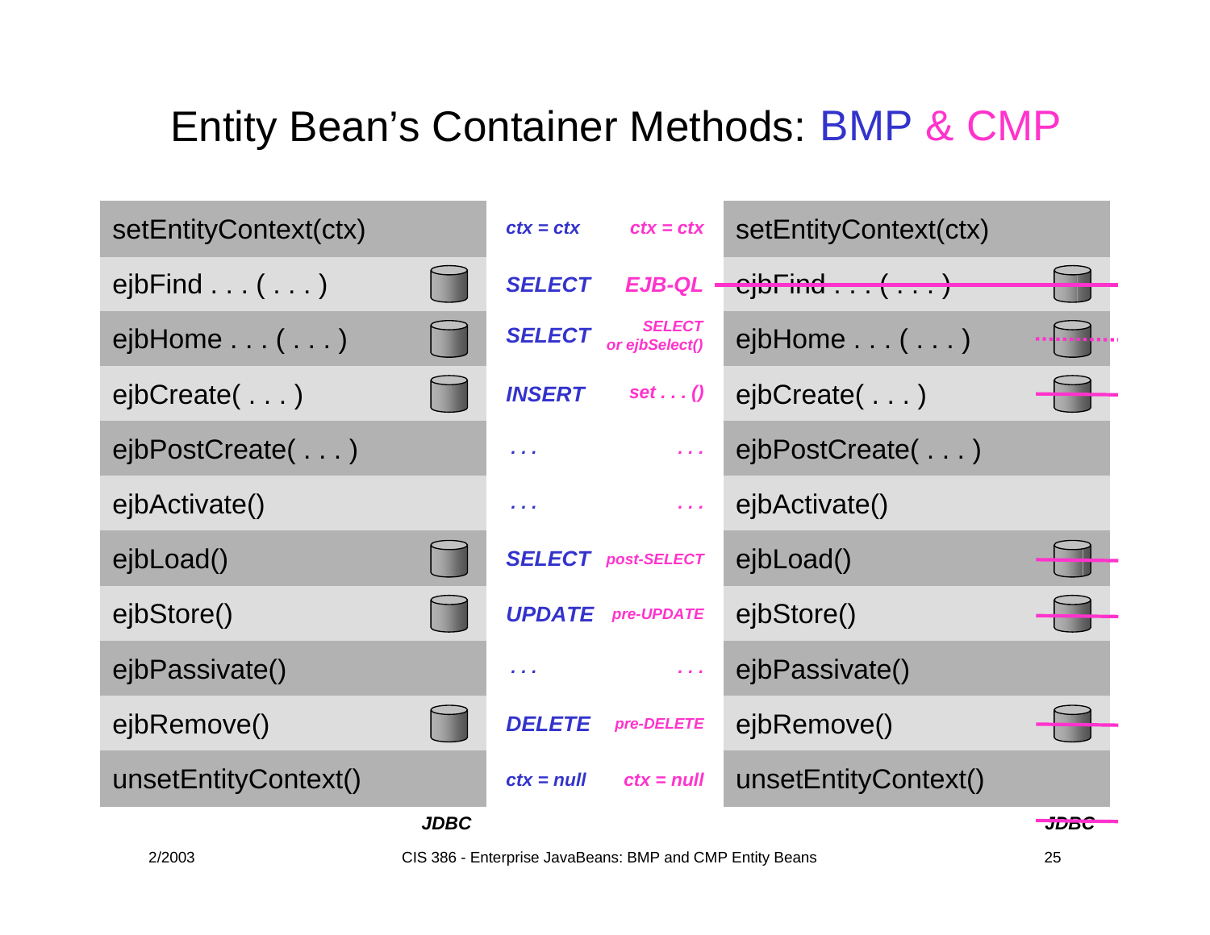# Entity Bean's Container Methods: BMP & CMP

| BMP Method | BMP (JDBC) | BMP Action | CMP Action | CMP Method | CMP (JDBC) |
|---|---|---|---|---|---|
| setEntityContext(ctx) | | *ctx = ctx* | *ctx = ctx* | setEntityContext(ctx) | |
| ejbFind . . . ( . . . ) | DB | *SELECT* | *EJB-QL* | ~~ejbFind . . . ( . . . )~~ | ~~DB~~ |
| ejbHome . . . ( . . . ) | DB | *SELECT* | *SELECT or ejbSelect()* | ejbHome . . . ( . . . ) | DB (dotted strike) |
| ejbCreate( . . . ) | DB | *INSERT* | *set . . . ()* | ejbCreate( . . . ) | ~~DB~~ |
| ejbPostCreate( . . . ) | | *. . .* | *. . .* | ejbPostCreate( . . . ) | |
| ejbActivate() | | *. . .* | *. . .* | ejbActivate() | |
| ejbLoad() | DB | *SELECT* | *post-SELECT* | ejbLoad() | ~~DB~~ |
| ejbStore() | DB | *UPDATE* | *pre-UPDATE* | ejbStore() | ~~DB~~ |
| ejbPassivate() | | *. . .* | *. . .* | ejbPassivate() | |
| ejbRemove() | DB | *DELETE* | *pre-DELETE* | ejbRemove() | ~~DB~~ |
| unsetEntityContext() | | *ctx = null* | *ctx = null* | unsetEntityContext() | |
| | ***JDBC*** | | | | ~~***JDBC***~~ |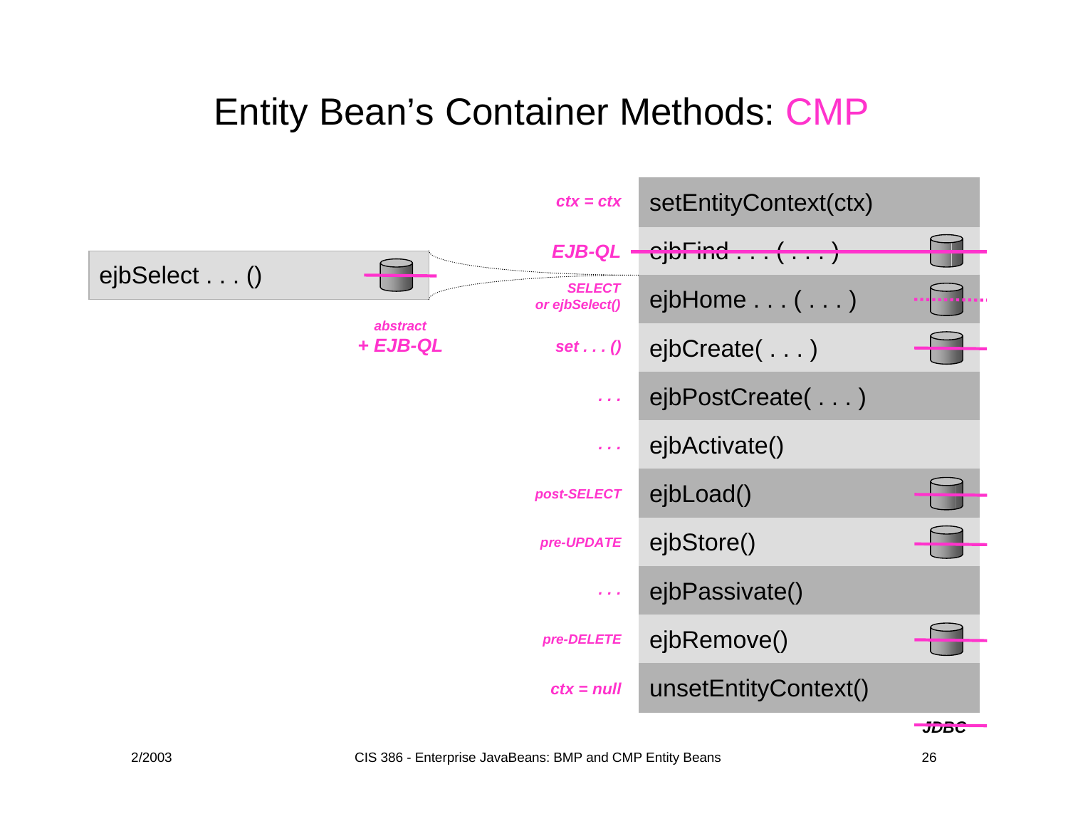# Entity Bean's Container Methods: CMP

| | Container Method |
|---|---|
| *ctx = ctx* | setEntityContext(ctx) |
| *EJB-QL* | ejbFind . . . ( . . . ) |
| *SELECT or ejbSelect()* | ejbHome . . . ( . . . ) |
| *set . . . ()* | ejbCreate( . . . ) |
| *. . .* | ejbPostCreate( . . . ) |
| *. . .* | ejbActivate() |
| *post-SELECT* | ejbLoad() |
| *pre-UPDATE* | ejbStore() |
| *. . .* | ejbPassivate() |
| *pre-DELETE* | ejbRemove() |
| *ctx = null* | unsetEntityContext() |

ejbSelect . . . ()

*abstract*
***+ EJB-QL***

***JDBC***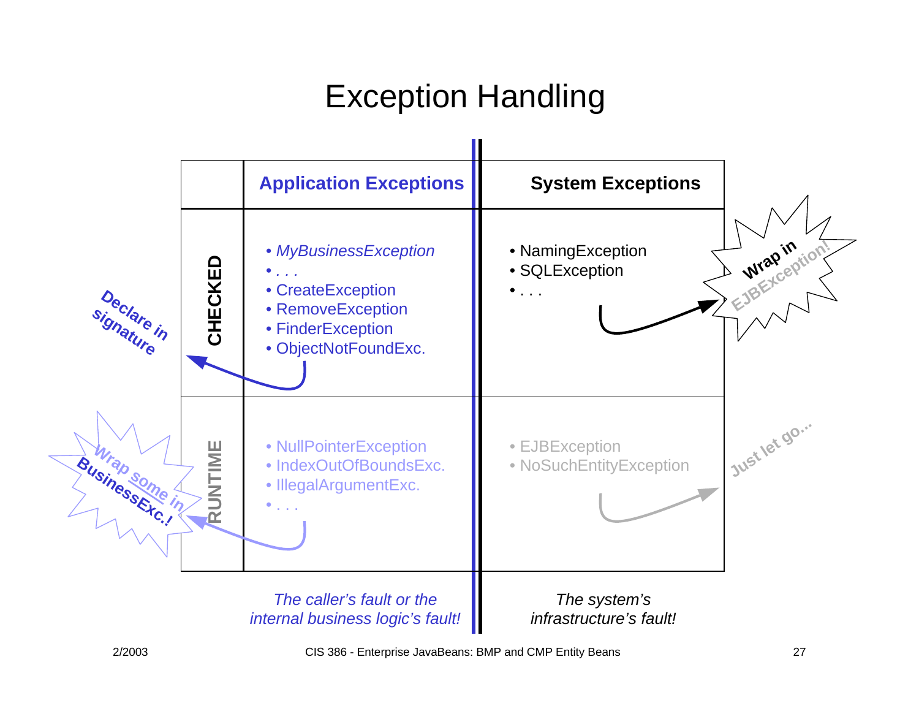# Exception Handling

| | Application Exceptions | System Exceptions |
|---|---|---|
| **CHECKED** | • *MyBusinessException*<br>• . . .<br>• CreateException<br>• RemoveException<br>• FinderException<br>• ObjectNotFoundExc. | • NamingException<br>• SQLException<br>• . . . |
| **RUNTIME** | • NullPointerException<br>• IndexOutOfBoundsExc.<br>• IllegalArgumentExc.<br>• . . . | • EJBException<br>• NoSuchEntityException |
| | *The caller's fault or the internal business logic's fault!* | *The system's infrastructure's fault!* |

- Checked application exceptions: **Declare in signature**
- Runtime application exceptions: **Wrap some in BusinessExc.!**
- Checked system exceptions: **Wrap in EJBException!**
- Runtime system exceptions: **Just let go…**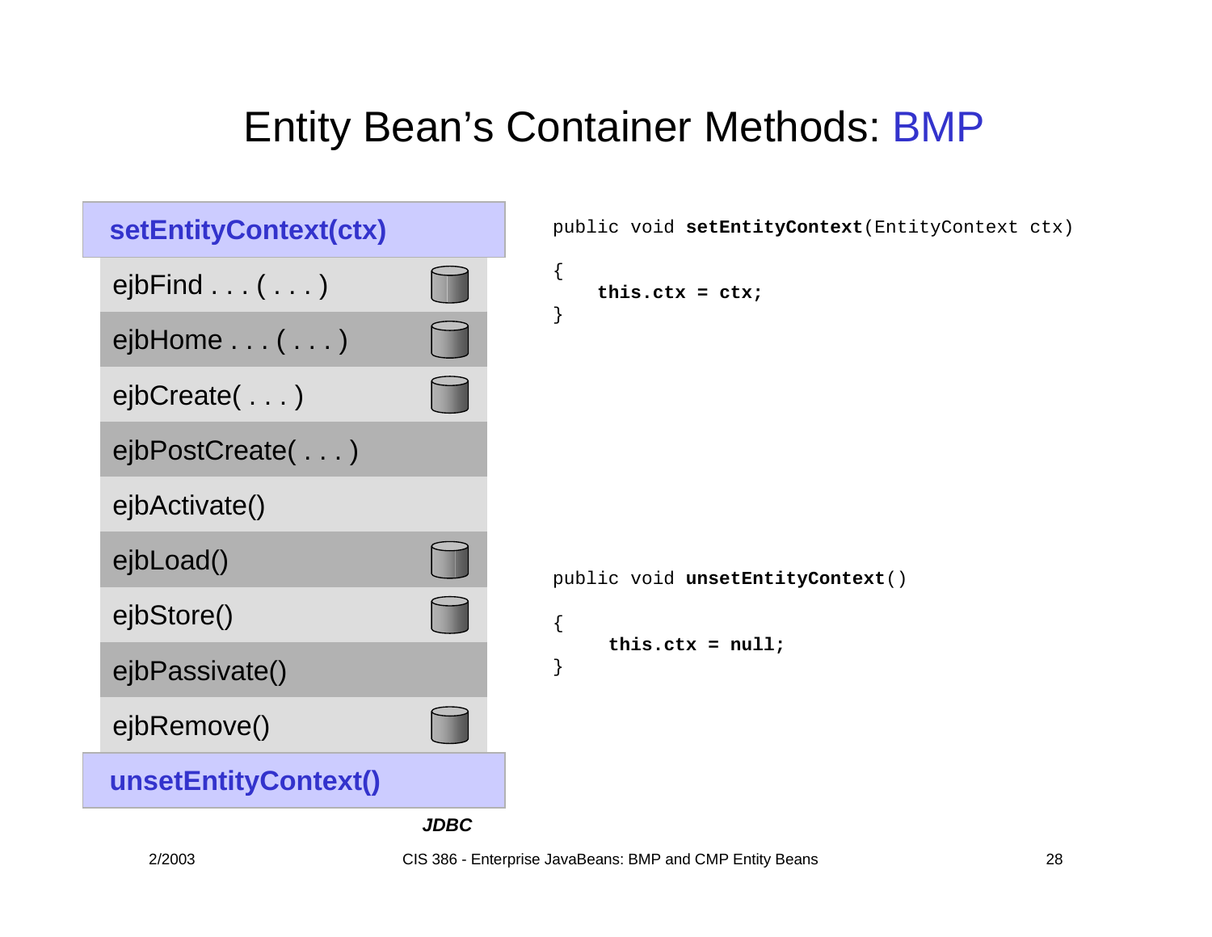# Entity Bean's Container Methods: BMP

- **setEntityContext(ctx)**
- ejbFind . . . ( . . . )
- ejbHome . . . ( . . . )
- ejbCreate( . . . )
- ejbPostCreate( . . . )
- ejbActivate()
- ejbLoad()
- ejbStore()
- ejbPassivate()
- ejbRemove()
- **unsetEntityContext()**

***JDBC***

```
public void setEntityContext(EntityContext ctx)
{
    this.ctx = ctx;
}
```

```
public void unsetEntityContext()
{
     this.ctx = null;
}
```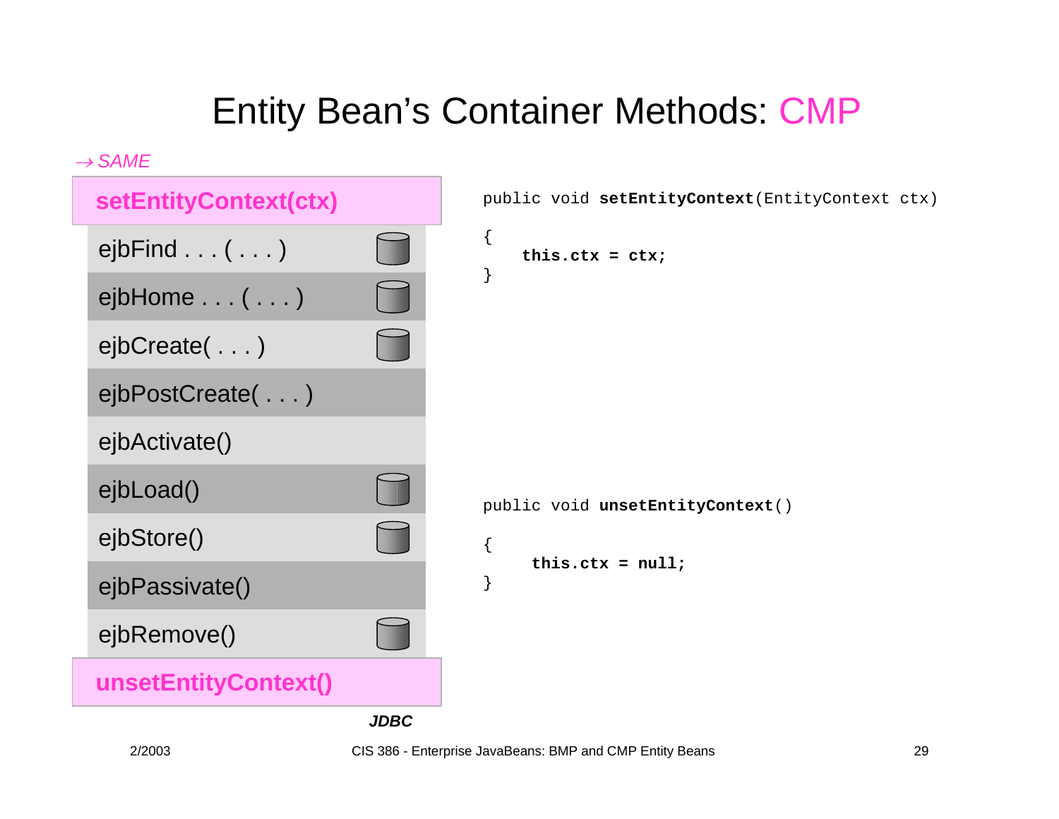# Entity Bean's Container Methods: CMP

*→ SAME*

- **setEntityContext(ctx)**
- ejbFind . . . ( . . . )
- ejbHome . . . ( . . . )
- ejbCreate( . . . )
- ejbPostCreate( . . . )
- ejbActivate()
- ejbLoad()
- ejbStore()
- ejbPassivate()
- ejbRemove()
- **unsetEntityContext()**

***JDBC***

```
public void setEntityContext(EntityContext ctx)
{
    this.ctx = ctx;
}
```

```
public void unsetEntityContext()
{
     this.ctx = null;
}
```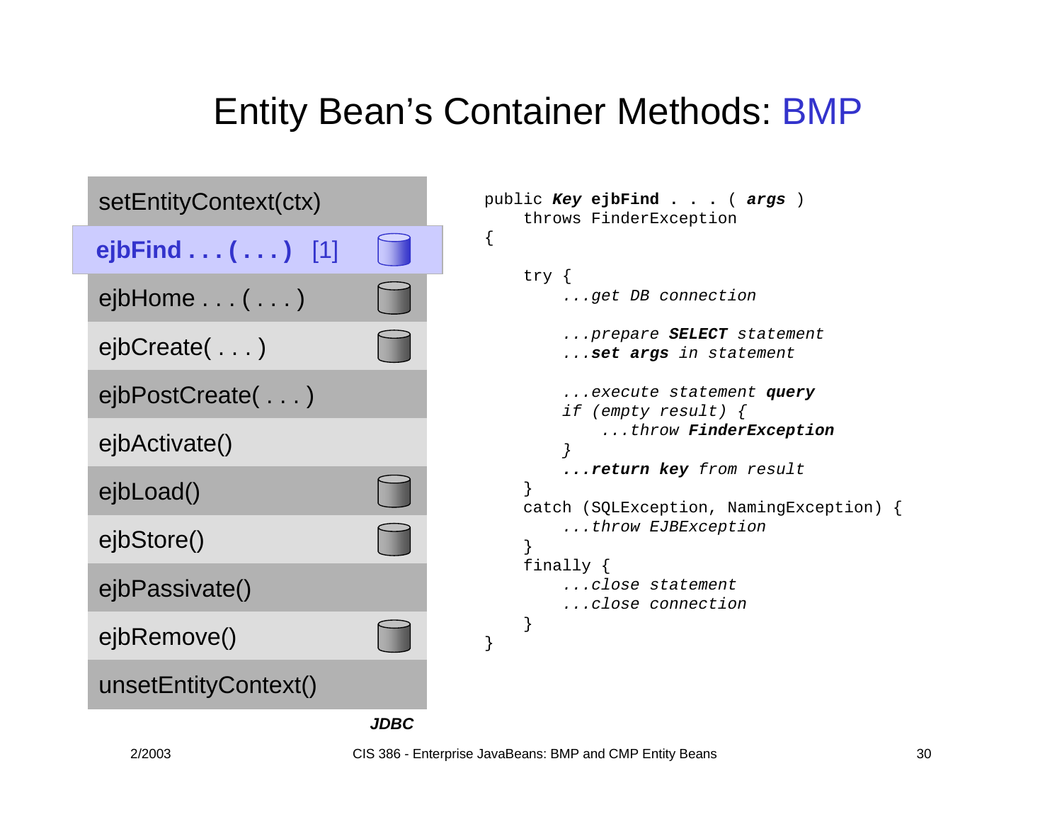# Entity Bean's Container Methods: BMP

- setEntityContext(ctx)
- **ejbFind . . . ( . . . )** [1]
- ejbHome . . . ( . . . )
- ejbCreate( . . . )
- ejbPostCreate( . . . )
- ejbActivate()
- ejbLoad()
- ejbStore()
- ejbPassivate()
- ejbRemove()
- unsetEntityContext()

***JDBC***

```
public Key ejbFind . . . ( args )
    throws FinderException
{

    try {
        ...get DB connection

        ...prepare SELECT statement
        ...set args in statement

        ...execute statement query
        if (empty result) {
            ...throw FinderException
        }
        ...return key from result
    }
    catch (SQLException, NamingException) {
        ...throw EJBException
    }
    finally {
        ...close statement
        ...close connection
    }
}
```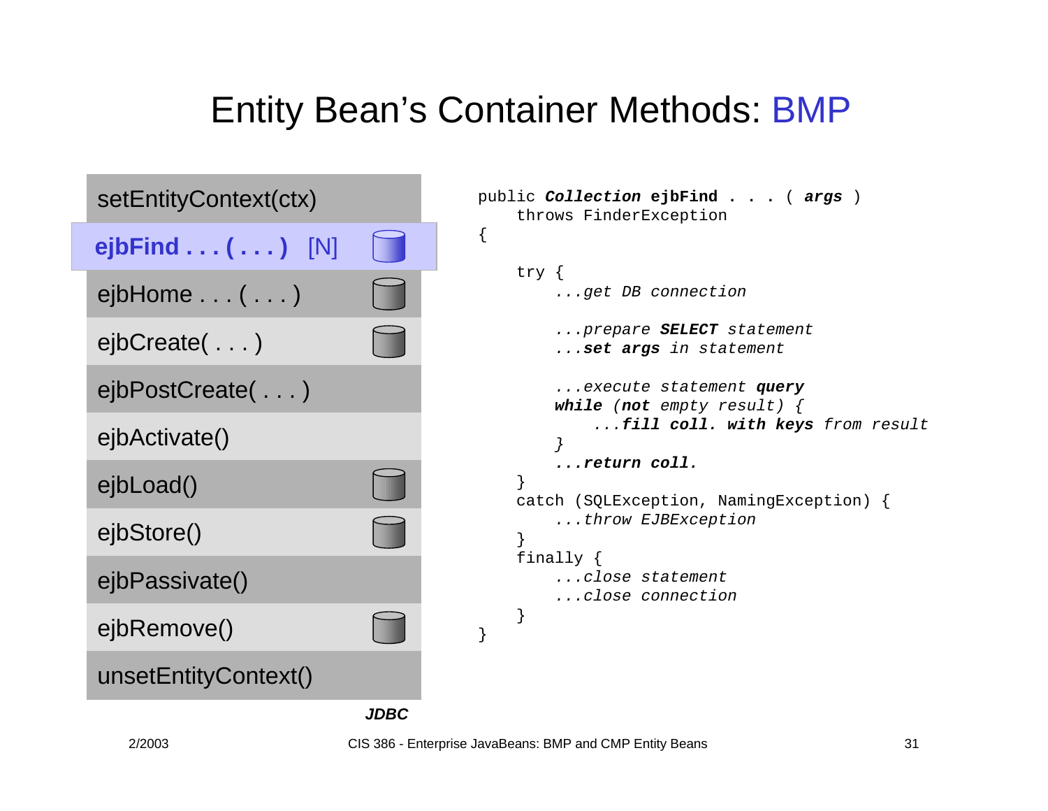# Entity Bean's Container Methods: BMP

- setEntityContext(ctx)
- **ejbFind . . . ( . . . )** [N]
- ejbHome . . . ( . . . )
- ejbCreate( . . . )
- ejbPostCreate( . . . )
- ejbActivate()
- ejbLoad()
- ejbStore()
- ejbPassivate()
- ejbRemove()
- unsetEntityContext()

***JDBC***

```
public Collection ejbFind . . . ( args )
    throws FinderException
{

    try {
        ...get DB connection

        ...prepare SELECT statement
        ...set args in statement

        ...execute statement query
        while (not empty result) {
            ...fill coll. with keys from result
        }
        ...return coll.
    }
    catch (SQLException, NamingException) {
        ...throw EJBException
    }
    finally {
        ...close statement
        ...close connection
    }
}
```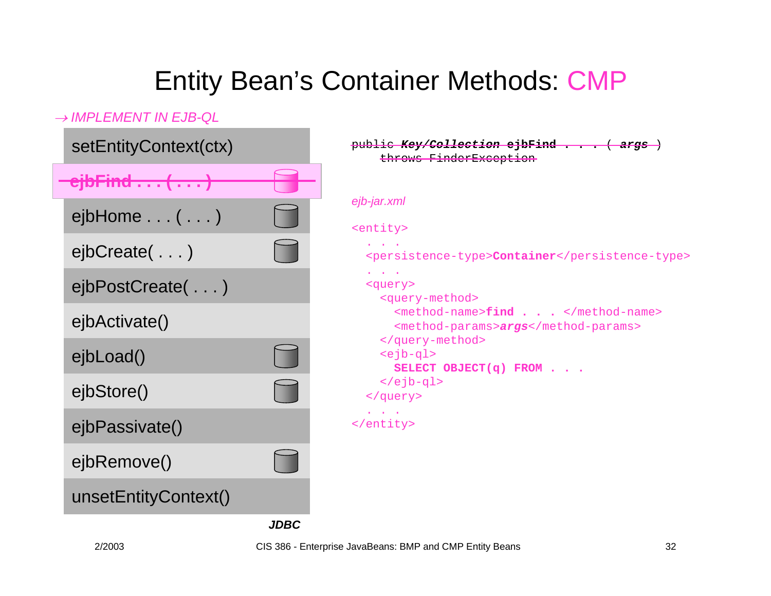# Entity Bean's Container Methods: CMP

*→ IMPLEMENT IN EJB-QL*

- setEntityContext(ctx)
- ~~ejbFind . . . ( . . . )~~
- ejbHome . . . ( . . . )
- ejbCreate( . . . )
- ejbPostCreate( . . . )
- ejbActivate()
- ejbLoad()
- ejbStore()
- ejbPassivate()
- ejbRemove()
- unsetEntityContext()

***JDBC***

```
public Key/Collection ejbFind . . . ( args )
    throws FinderException
```

(struck through)

*ejb-jar.xml*

```
<entity>
  . . .
  <persistence-type>Container</persistence-type>
  . . .
  <query>
    <query-method>
      <method-name>find . . . </method-name>
      <method-params>args</method-params>
    </query-method>
    <ejb-ql>
      SELECT OBJECT(q) FROM . . .
    </ejb-ql>
  </query>
  . . .
</entity>
```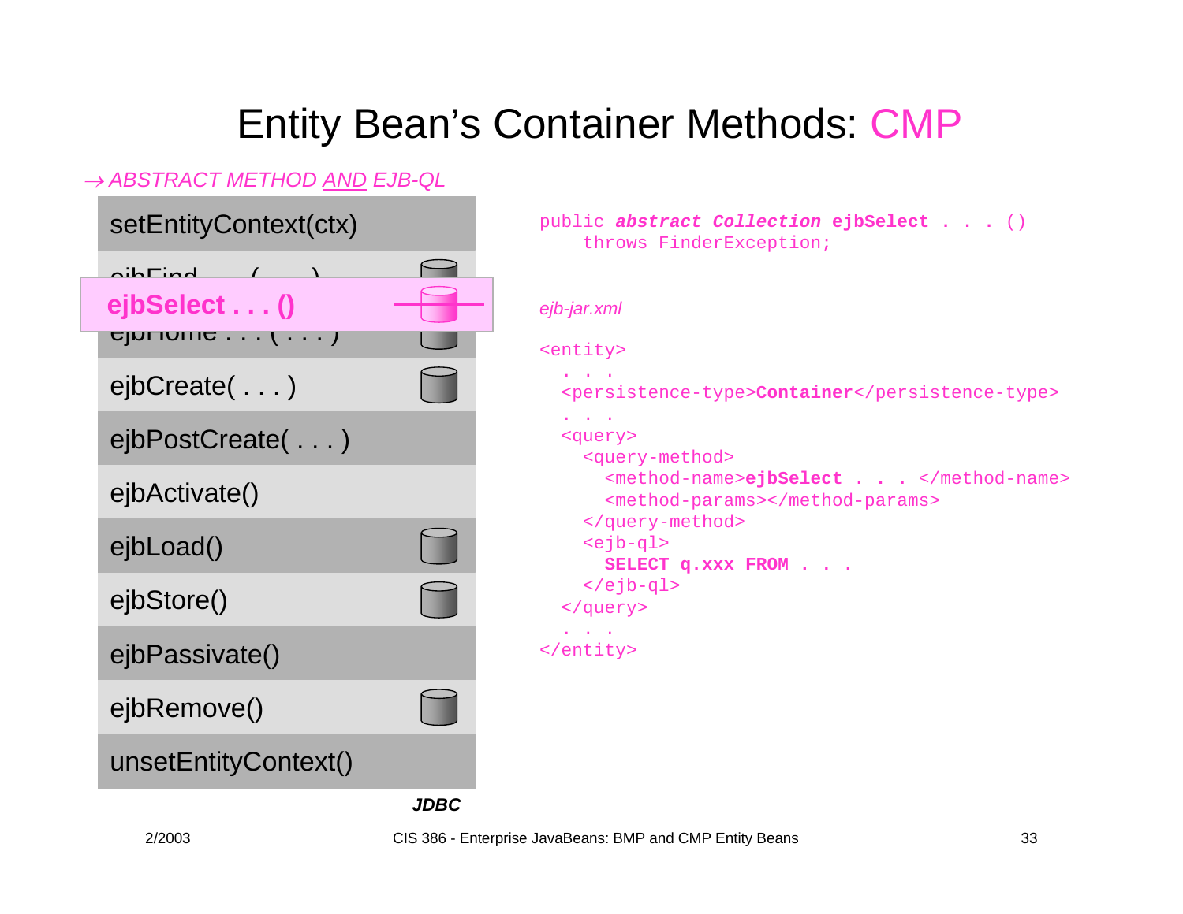# Entity Bean's Container Methods: CMP

→ *ABSTRACT METHOD AND EJB-QL*

- setEntityContext(ctx)
- ejbFind . . . ( . . . )
- **ejbSelect . . . ()**
- ejbHome . . . ( . . . )
- ejbCreate( . . . )
- ejbPostCreate( . . . )
- ejbActivate()
- ejbLoad()
- ejbStore()
- ejbPassivate()
- ejbRemove()
- unsetEntityContext()

***JDBC***

```
public abstract Collection ejbSelect . . . ()
    throws FinderException;
```

*ejb-jar.xml*

```
<entity>
  . . .
  <persistence-type>Container</persistence-type>
  . . .
  <query>
    <query-method>
      <method-name>ejbSelect . . . </method-name>
      <method-params></method-params>
    </query-method>
    <ejb-ql>
      SELECT q.xxx FROM . . .
    </ejb-ql>
  </query>
  . . .
</entity>
```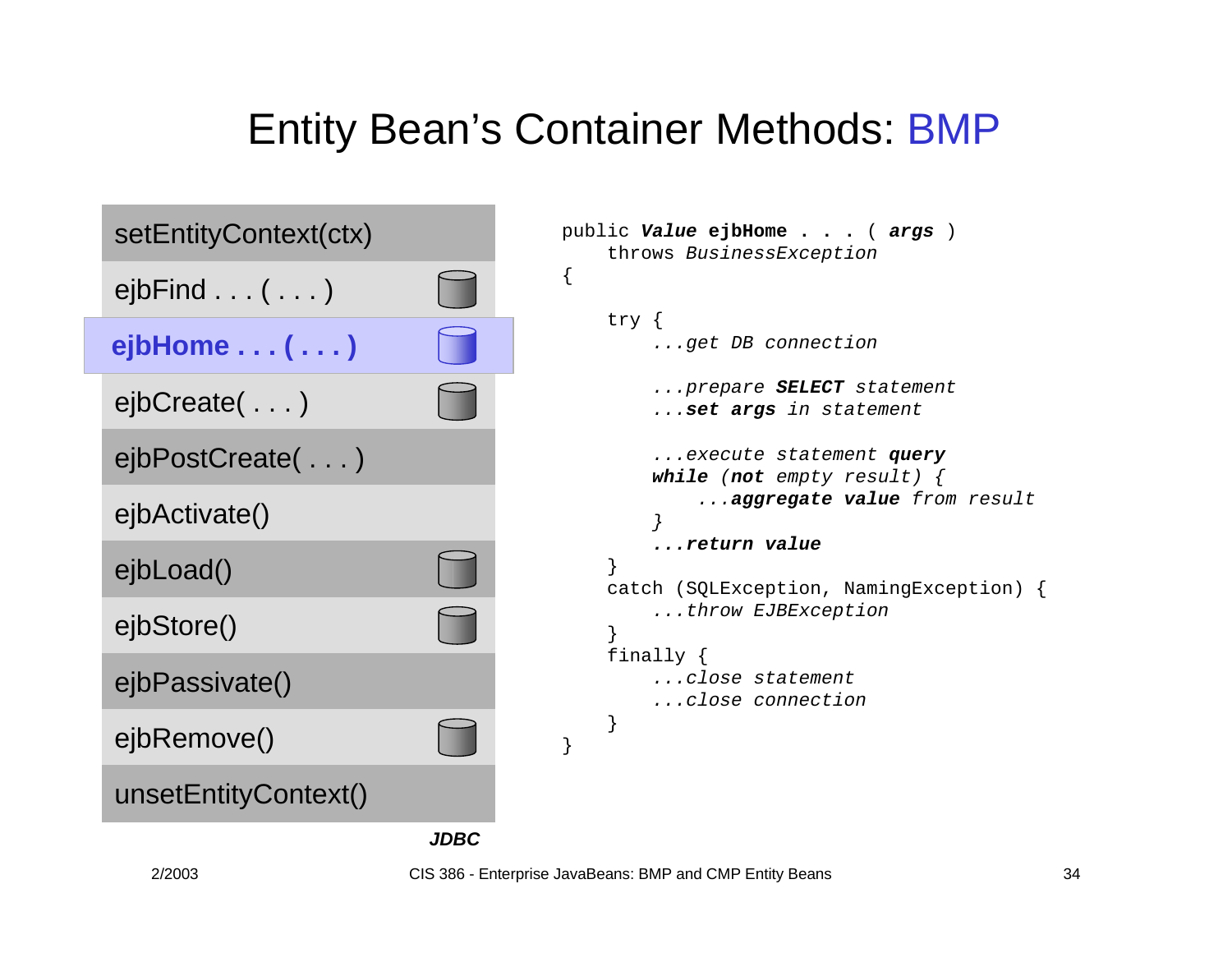# Entity Bean's Container Methods: BMP

- setEntityContext(ctx)
- ejbFind . . . ( . . . )
- **ejbHome . . . ( . . . )**
- ejbCreate( . . . )
- ejbPostCreate( . . . )
- ejbActivate()
- ejbLoad()
- ejbStore()
- ejbPassivate()
- ejbRemove()
- unsetEntityContext()

***JDBC***

```
public Value ejbHome . . . ( args )
    throws BusinessException
{

    try {
        ...get DB connection

        ...prepare SELECT statement
        ...set args in statement

        ...execute statement query
        while (not empty result) {
            ...aggregate value from result
        }
        ...return value
    }
    catch (SQLException, NamingException) {
        ...throw EJBException
    }
    finally {
        ...close statement
        ...close connection
    }
}
```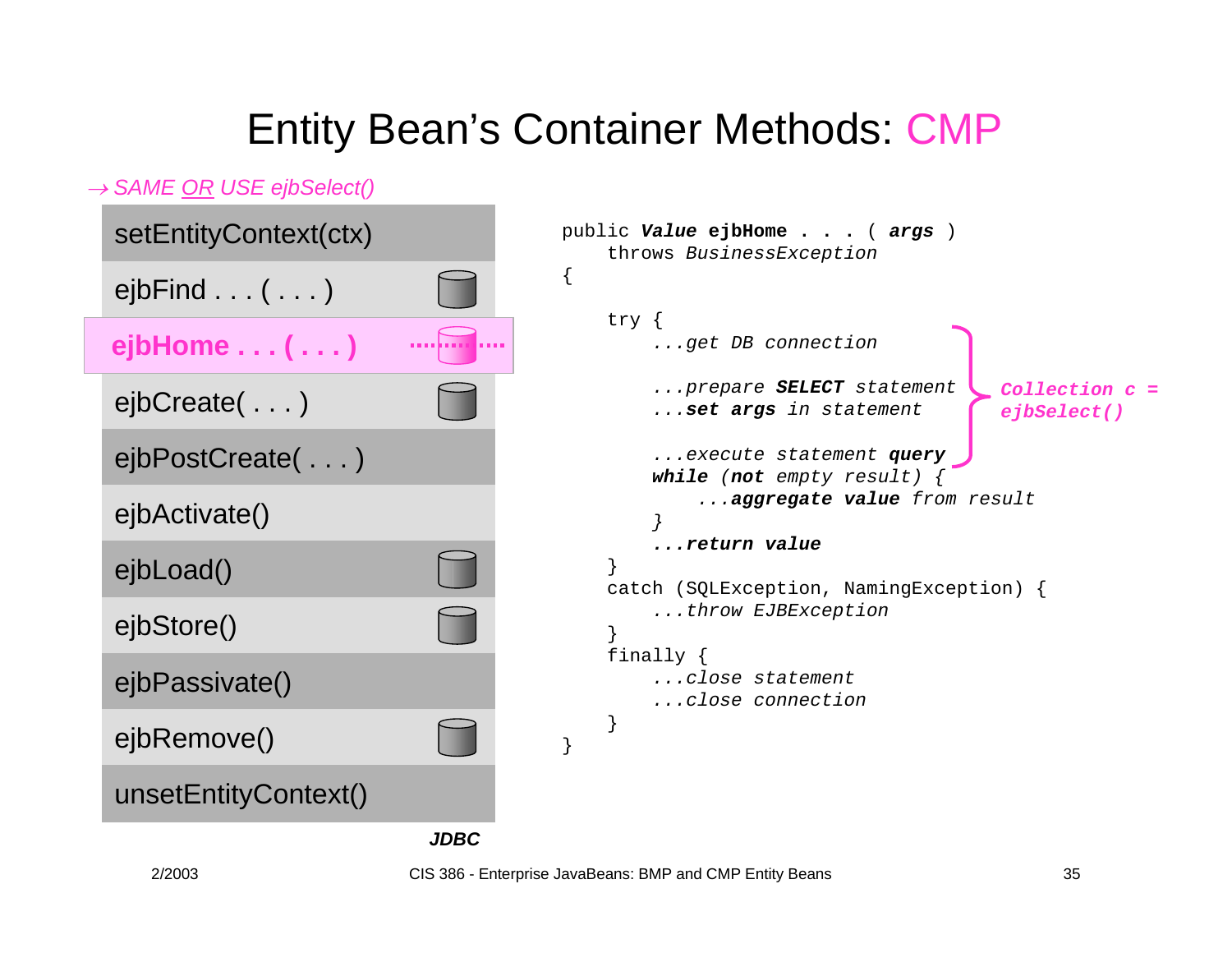# Entity Bean's Container Methods: CMP

→ *SAME OR USE ejbSelect()*

- setEntityContext(ctx)
- ejbFind . . . ( . . . )
- **ejbHome . . . ( . . . )**
- ejbCreate( . . . )
- ejbPostCreate( . . . )
- ejbActivate()
- ejbLoad()
- ejbStore()
- ejbPassivate()
- ejbRemove()
- unsetEntityContext()

***JDBC***

```
public Value ejbHome . . . ( args )
    throws BusinessException
{

    try {
        ...get DB connection

        ...prepare SELECT statement
        ...set args in statement

        ...execute statement query
        while (not empty result) {
            ...aggregate value from result
        }
        ...return value
    }
    catch (SQLException, NamingException) {
        ...throw EJBException
    }
    finally {
        ...close statement
        ...close connection
    }
}
```

***Collection c = ejbSelect()***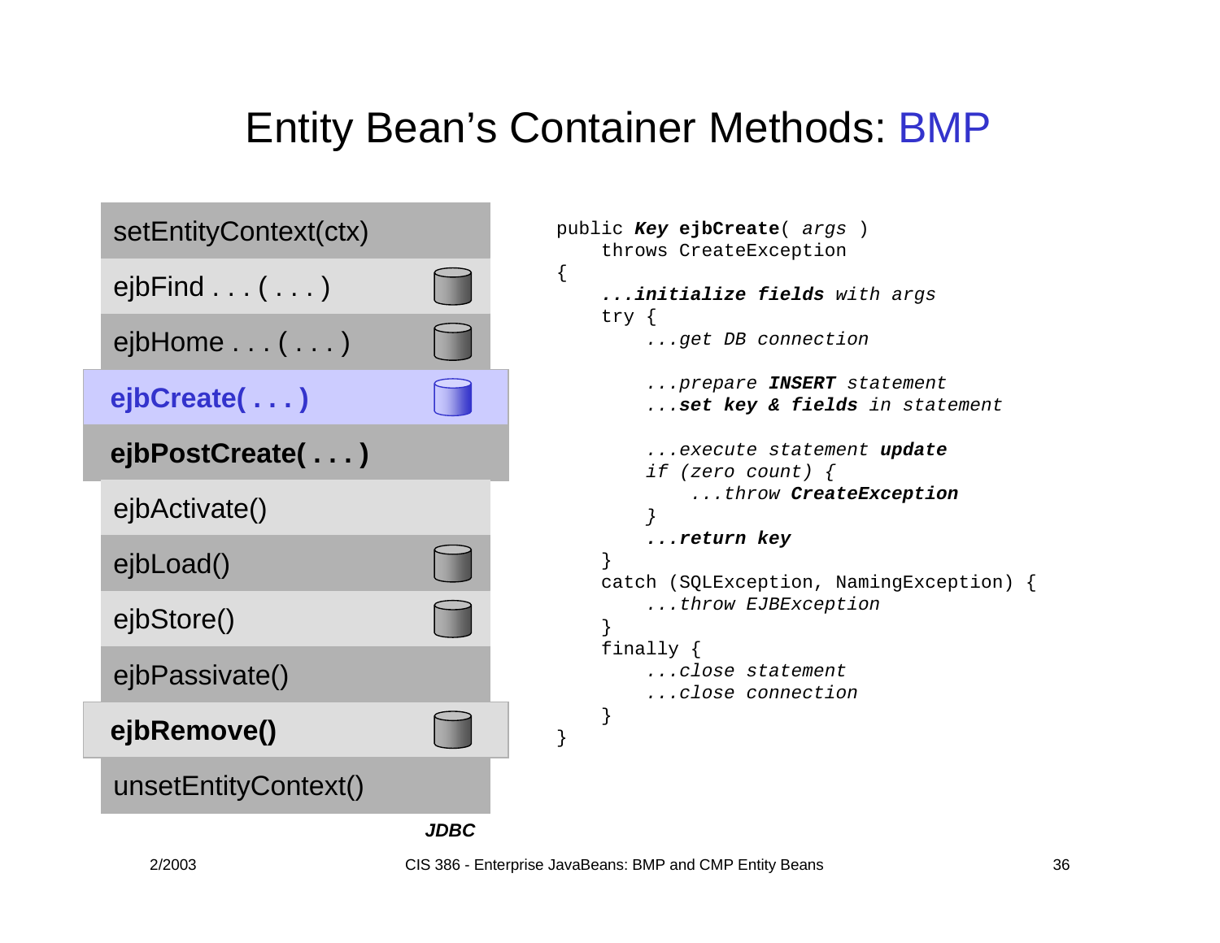# Entity Bean's Container Methods: BMP

- setEntityContext(ctx)
- ejbFind . . . ( . . . )
- ejbHome . . . ( . . . )
- **ejbCreate( . . . )**
- **ejbPostCreate( . . . )**
- ejbActivate()
- ejbLoad()
- ejbStore()
- ejbPassivate()
- **ejbRemove()**
- unsetEntityContext()

***JDBC***

```
public Key ejbCreate( args )
    throws CreateException
{
    ...initialize fields with args
    try {
        ...get DB connection

        ...prepare INSERT statement
        ...set key & fields in statement

        ...execute statement update
        if (zero count) {
            ...throw CreateException
        }
        ...return key
    }
    catch (SQLException, NamingException) {
        ...throw EJBException
    }
    finally {
        ...close statement
        ...close connection
    }
}
```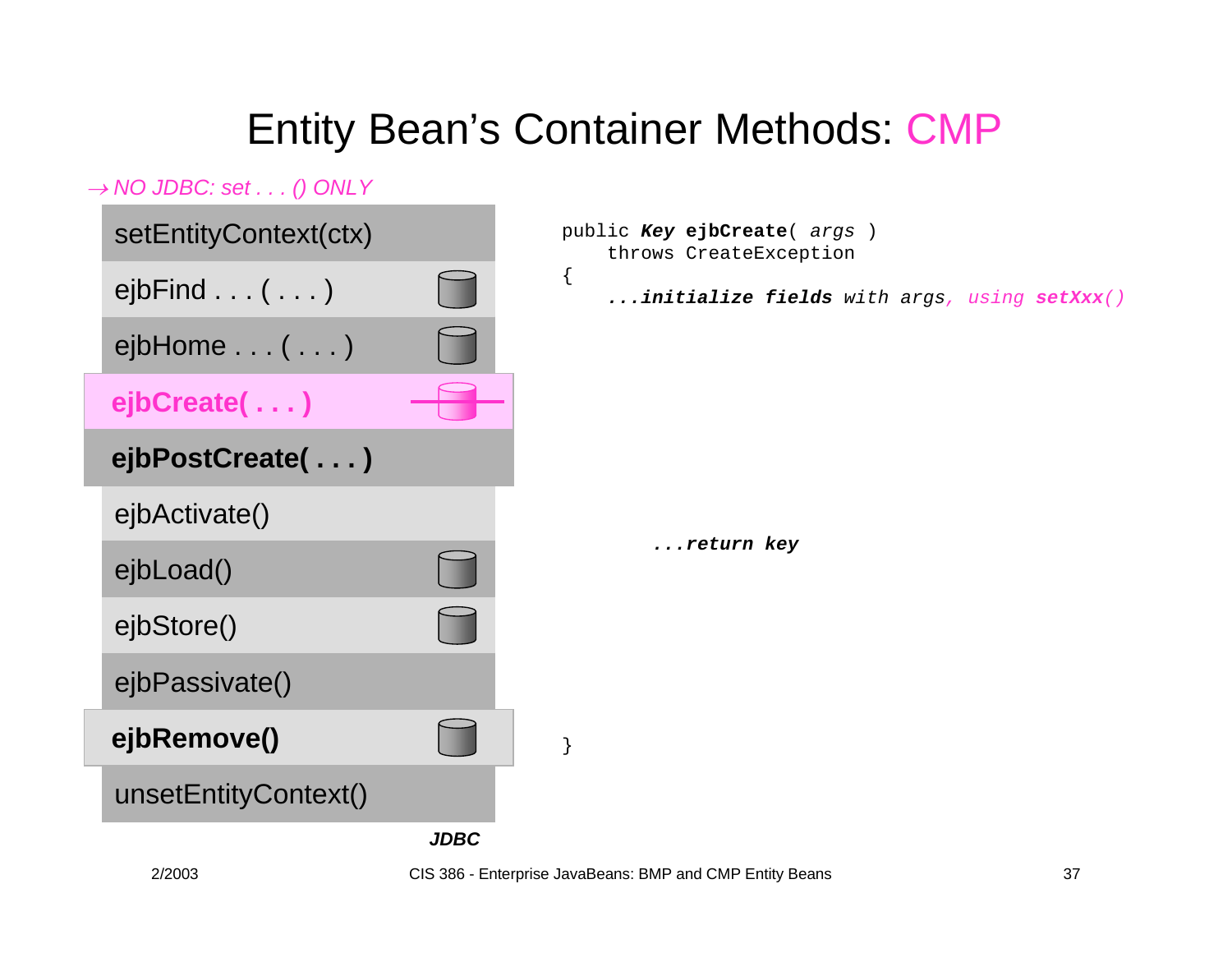# Entity Bean's Container Methods: CMP

*→ NO JDBC: set . . . () ONLY*

- setEntityContext(ctx)
- ejbFind . . . ( . . . )
- ejbHome . . . ( . . . )
- **ejbCreate( . . . )**
- **ejbPostCreate( . . . )**
- ejbActivate()
- ejbLoad()
- ejbStore()
- ejbPassivate()
- **ejbRemove()**
- unsetEntityContext()

***JDBC***

```
public Key ejbCreate( args )
    throws CreateException
{
    ...initialize fields with args, using setXxx()



        ...return key



}
```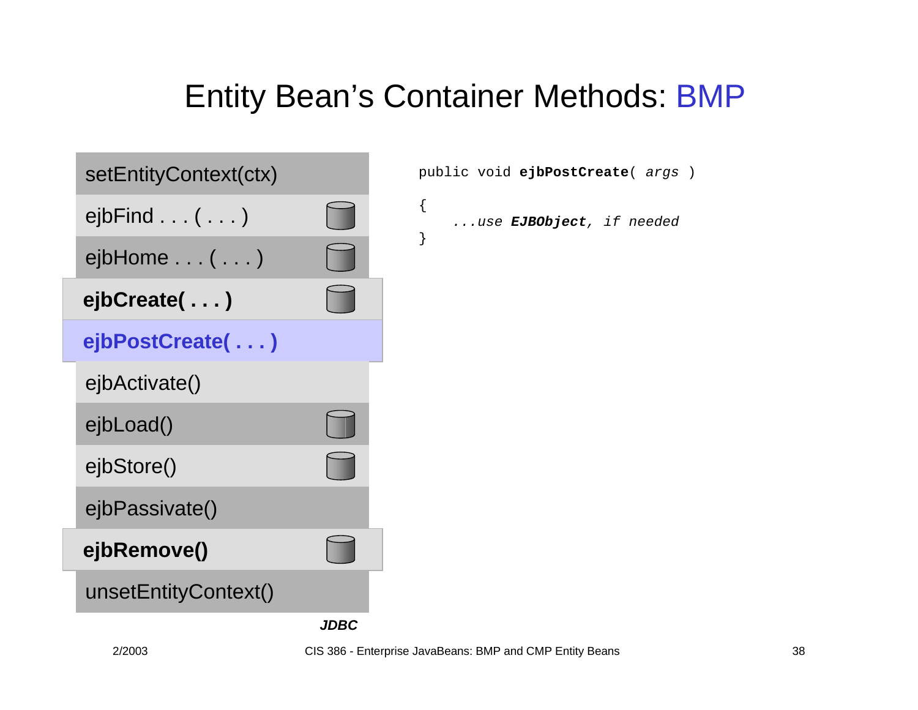# Entity Bean's Container Methods: BMP

- setEntityContext(ctx)
- ejbFind . . . ( . . . )
- ejbHome . . . ( . . . )
- **ejbCreate( . . . )**
- **ejbPostCreate( . . . )**
- ejbActivate()
- ejbLoad()
- ejbStore()
- ejbPassivate()
- **ejbRemove()**
- unsetEntityContext()

***JDBC***

```
public void ejbPostCreate( args )
{
    ...use EJBObject, if needed
}
```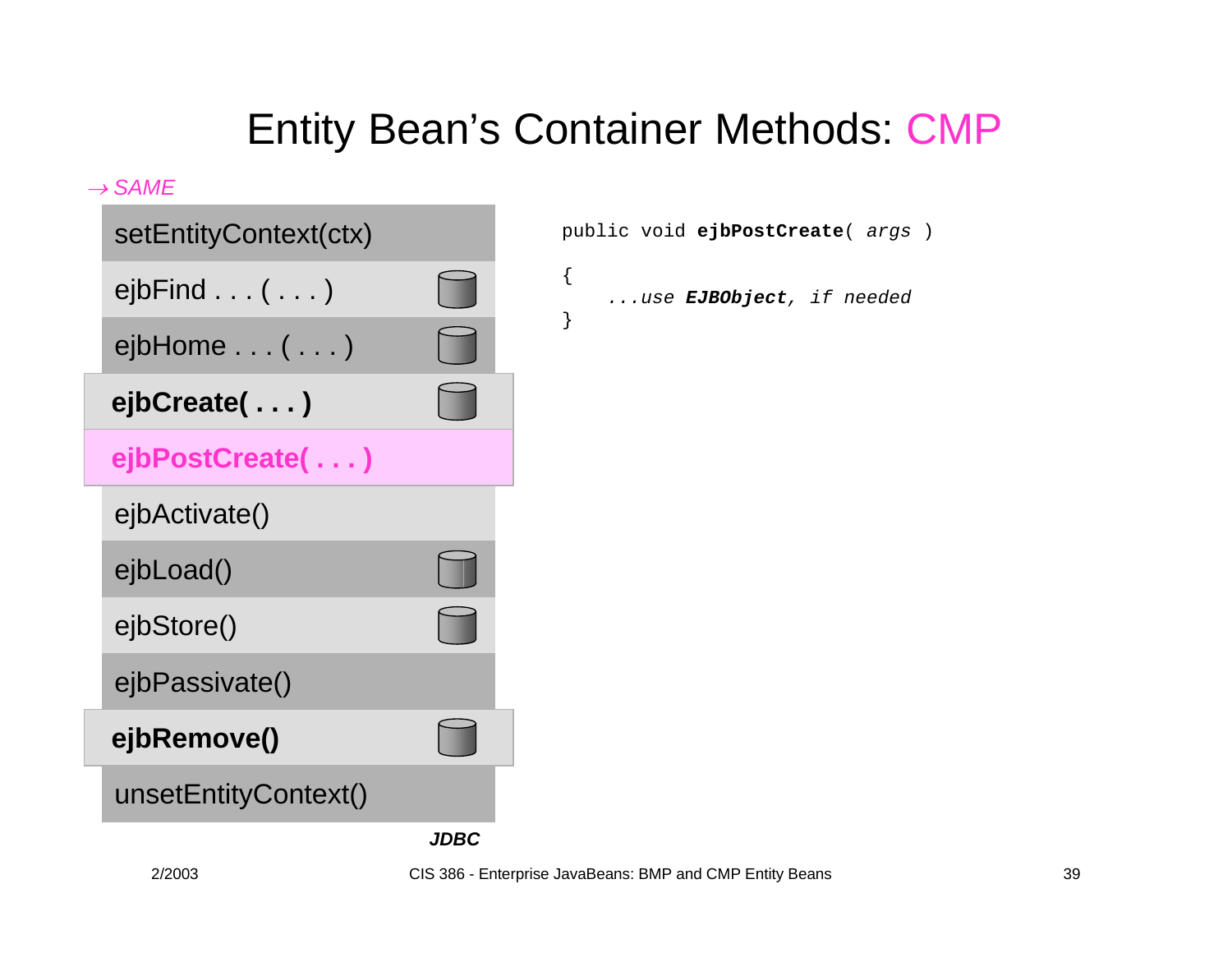# Entity Bean's Container Methods: CMP

→ *SAME*

- setEntityContext(ctx)
- ejbFind . . . ( . . . )
- ejbHome . . . ( . . . )
- **ejbCreate( . . . )**
- **ejbPostCreate( . . . )**
- ejbActivate()
- ejbLoad()
- ejbStore()
- ejbPassivate()
- **ejbRemove()**
- unsetEntityContext()

***JDBC***

```
public void ejbPostCreate( args )
{
    ...use EJBObject, if needed
}
```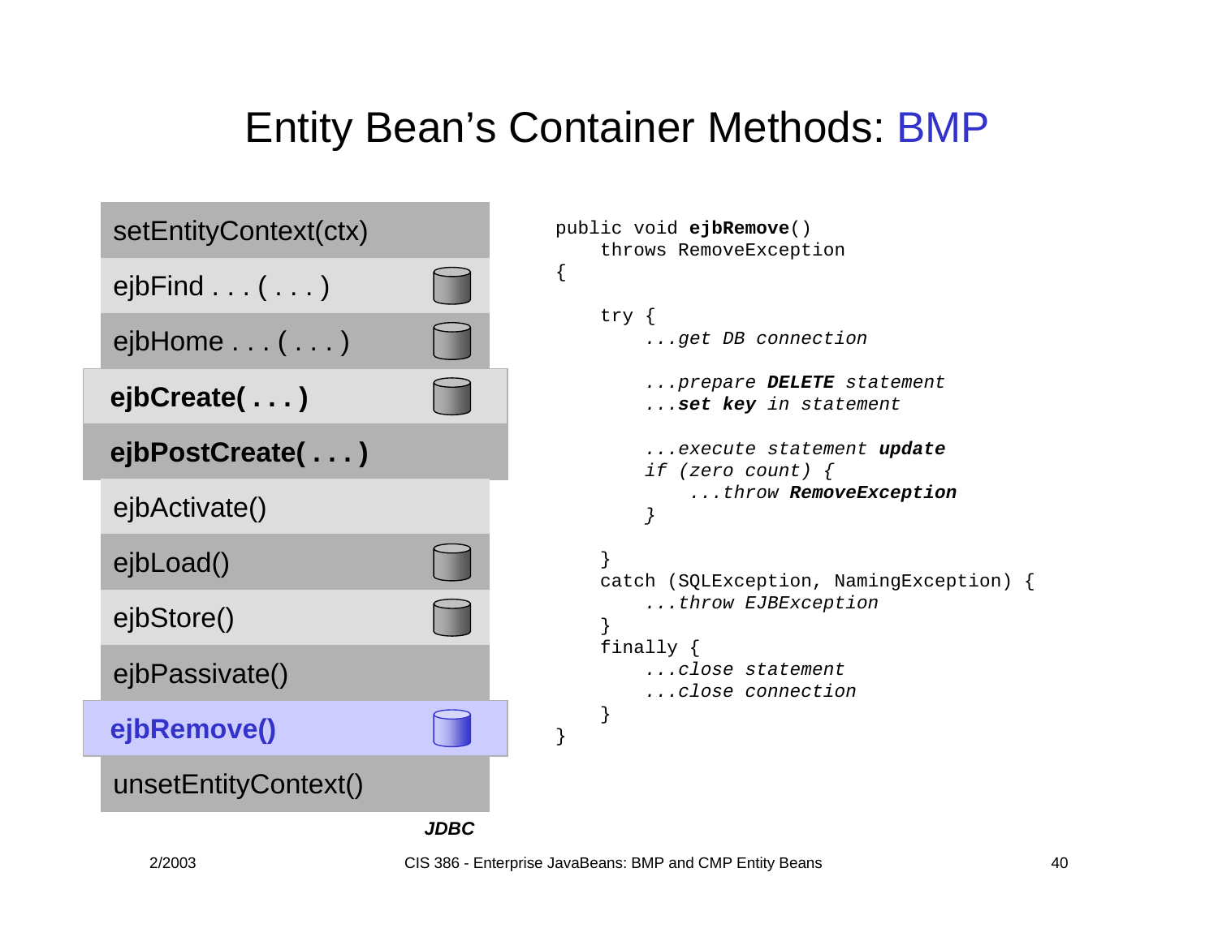# Entity Bean's Container Methods: BMP

- setEntityContext(ctx)
- ejbFind . . . ( . . . )
- ejbHome . . . ( . . . )
- **ejbCreate( . . . )**
- **ejbPostCreate( . . . )**
- ejbActivate()
- ejbLoad()
- ejbStore()
- ejbPassivate()
- **ejbRemove()**
- unsetEntityContext()

***JDBC***

```
public void ejbRemove()
    throws RemoveException
{

    try {
        ...get DB connection

        ...prepare DELETE statement
        ...set key in statement

        ...execute statement update
        if (zero count) {
            ...throw RemoveException
        }

    }
    catch (SQLException, NamingException) {
        ...throw EJBException
    }
    finally {
        ...close statement
        ...close connection
    }
}
```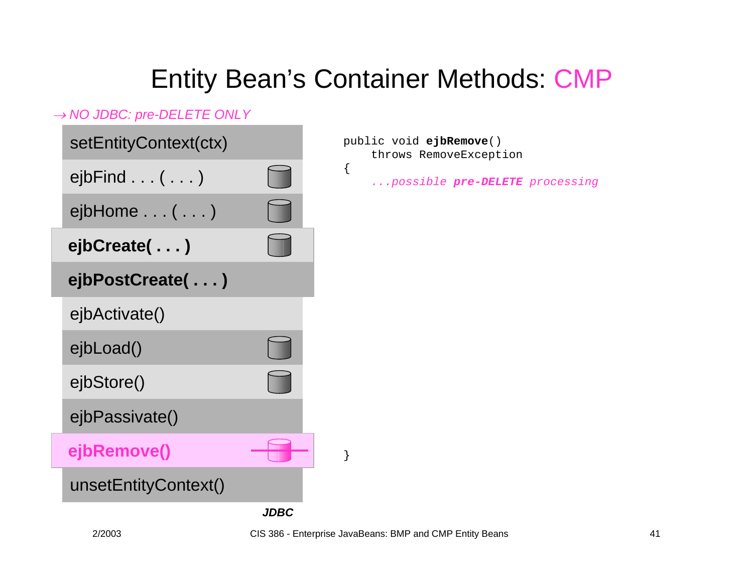# Entity Bean's Container Methods: CMP

→ *NO JDBC: pre-DELETE ONLY*

- setEntityContext(ctx)
- ejbFind . . . ( . . . )
- ejbHome . . . ( . . . )
- **ejbCreate( . . . )**
- **ejbPostCreate( . . . )**
- ejbActivate()
- ejbLoad()
- ejbStore()
- ejbPassivate()
- **ejbRemove()**
- unsetEntityContext()

***JDBC***

```
public void ejbRemove()
    throws RemoveException
{
    ...possible pre-DELETE processing
}
```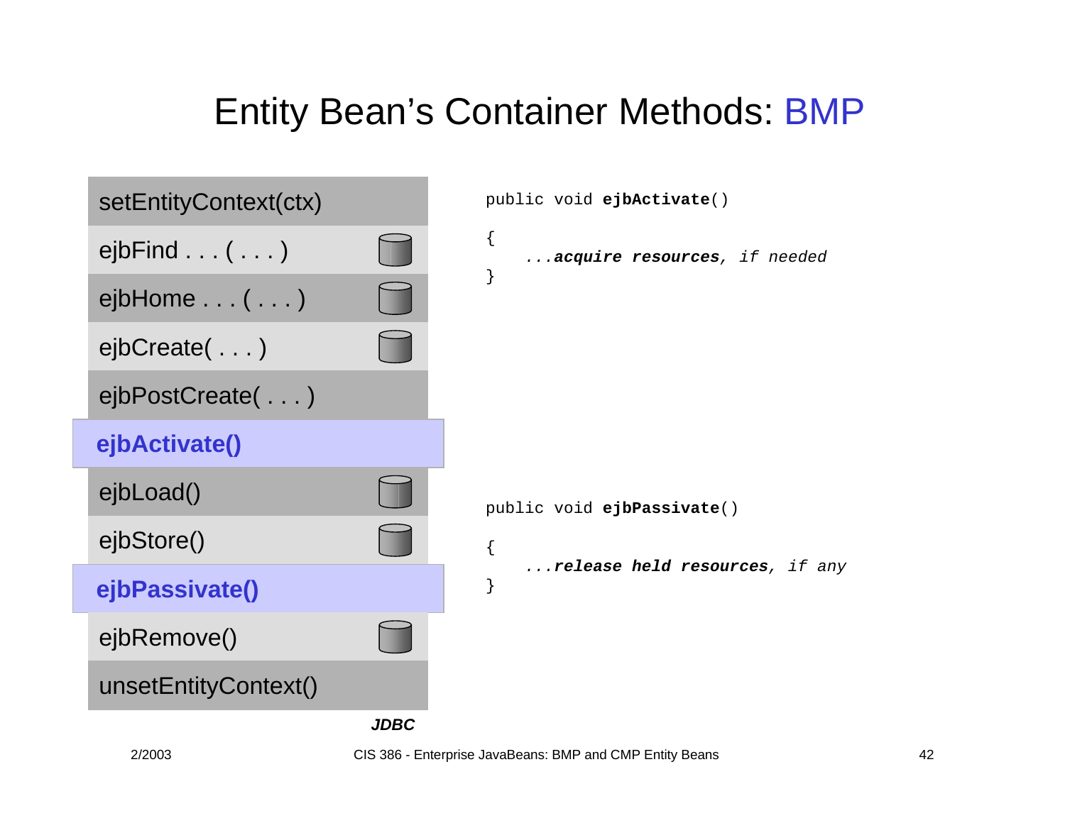# Entity Bean's Container Methods: BMP

- setEntityContext(ctx)
- ejbFind . . . ( . . . )
- ejbHome . . . ( . . . )
- ejbCreate( . . . )
- ejbPostCreate( . . . )
- **ejbActivate()**
- ejbLoad()
- ejbStore()
- **ejbPassivate()**
- ejbRemove()
- unsetEntityContext()

***JDBC***

```
public void ejbActivate()
{
    ...acquire resources, if needed
}
```

```
public void ejbPassivate()
{
    ...release held resources, if any
}
```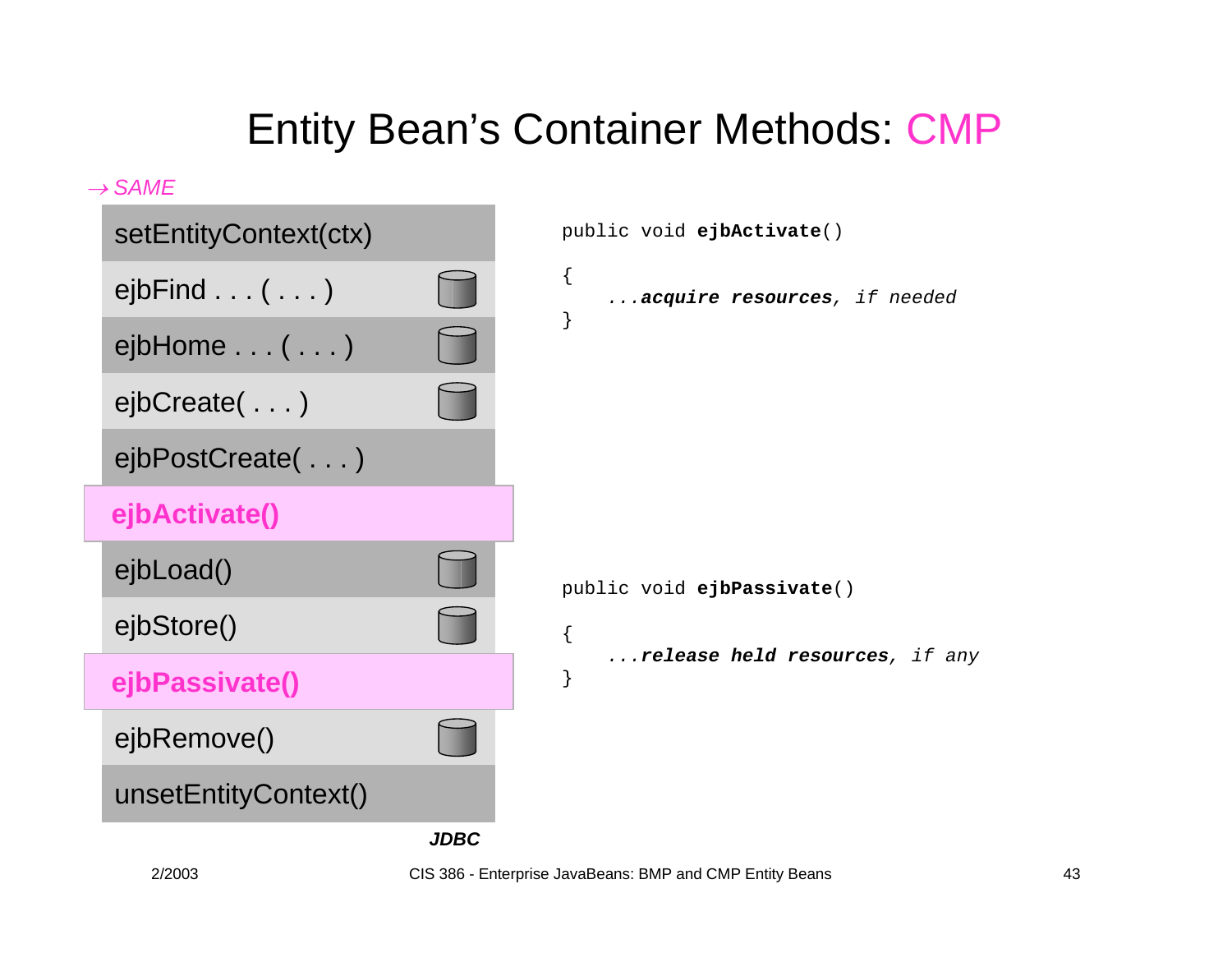# Entity Bean's Container Methods: CMP

→ *SAME*

- setEntityContext(ctx)
- ejbFind . . . ( . . . )
- ejbHome . . . ( . . . )
- ejbCreate( . . . )
- ejbPostCreate( . . . )
- **ejbActivate()**
- ejbLoad()
- ejbStore()
- **ejbPassivate()**
- ejbRemove()
- unsetEntityContext()

***JDBC***

```
public void ejbActivate()
{
    ...acquire resources, if needed
}
```

```
public void ejbPassivate()
{
    ...release held resources, if any
}
```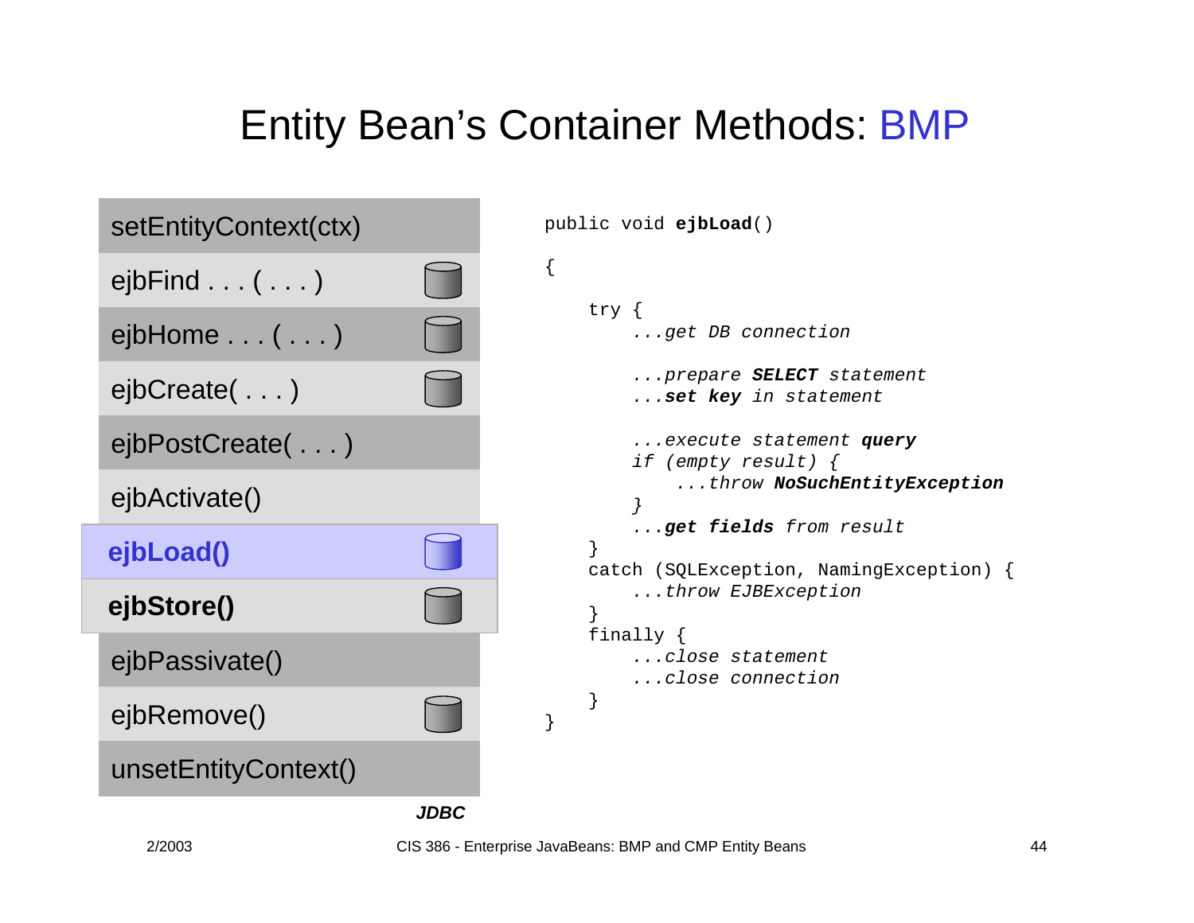# Entity Bean's Container Methods: BMP

- setEntityContext(ctx)
- ejbFind . . . ( . . . )
- ejbHome . . . ( . . . )
- ejbCreate( . . . )
- ejbPostCreate( . . . )
- ejbActivate()
- **ejbLoad()**
- **ejbStore()**
- ejbPassivate()
- ejbRemove()
- unsetEntityContext()

***JDBC***

```
public void ejbLoad()
{
    try {
        ...get DB connection

        ...prepare SELECT statement
        ...set key in statement

        ...execute statement query
        if (empty result) {
            ...throw NoSuchEntityException
        }
        ...get fields from result
    }
    catch (SQLException, NamingException) {
        ...throw EJBException
    }
    finally {
        ...close statement
        ...close connection
    }
}
```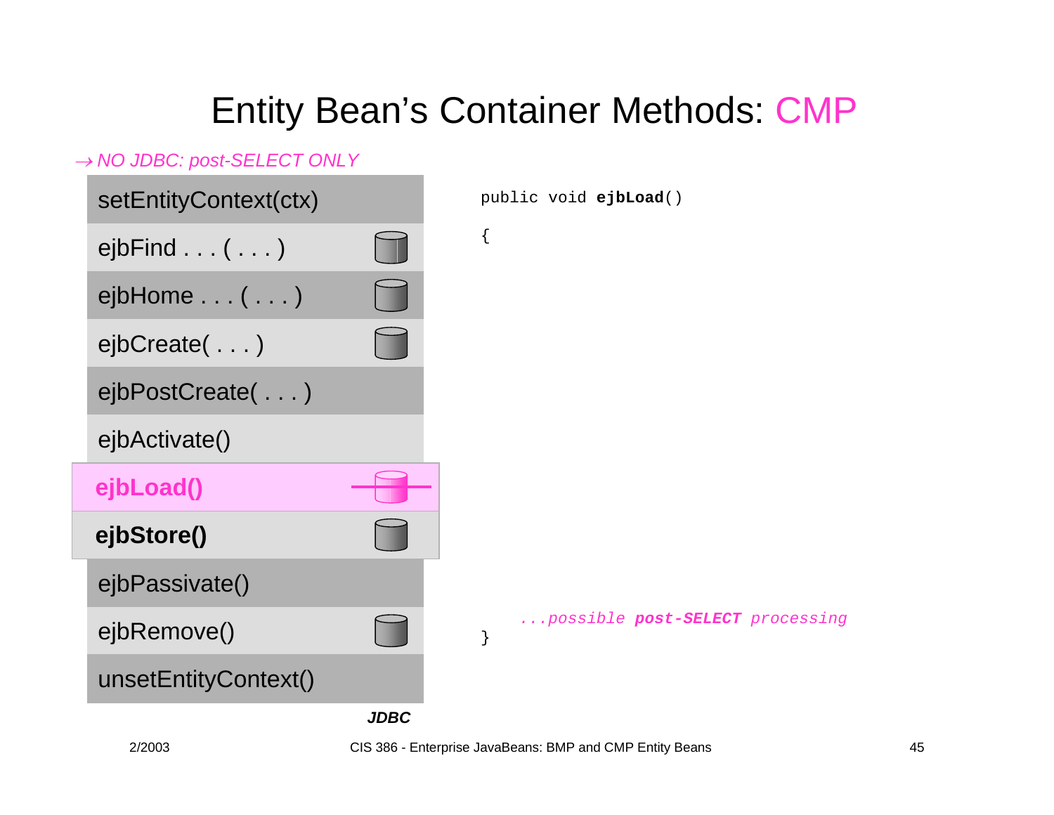# Entity Bean's Container Methods: CMP

*→ NO JDBC: post-SELECT ONLY*

- setEntityContext(ctx)
- ejbFind . . . ( . . . )
- ejbHome . . . ( . . . )
- ejbCreate( . . . )
- ejbPostCreate( . . . )
- ejbActivate()
- **ejbLoad()**
- **ejbStore()**
- ejbPassivate()
- ejbRemove()
- unsetEntityContext()

***JDBC***

```
public void ejbLoad()
{

    ...possible post-SELECT processing
}
```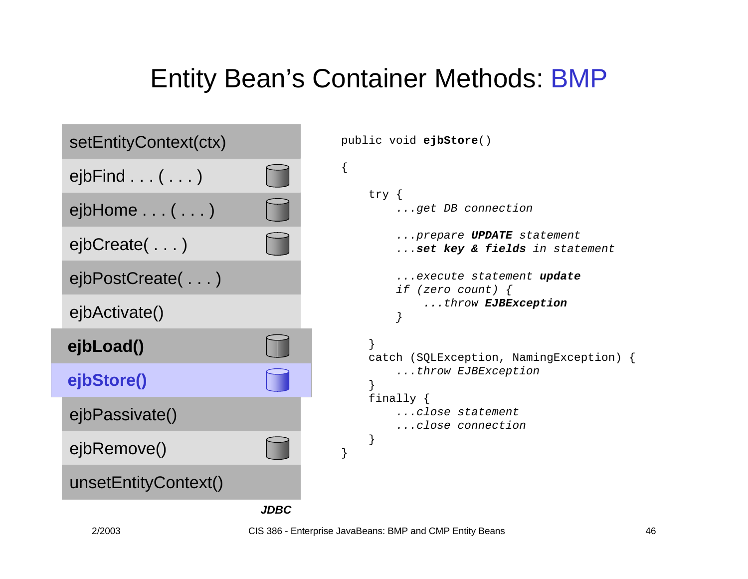# Entity Bean's Container Methods: BMP

- setEntityContext(ctx)
- ejbFind . . . ( . . . )
- ejbHome . . . ( . . . )
- ejbCreate( . . . )
- ejbPostCreate( . . . )
- ejbActivate()
- **ejbLoad()**
- **ejbStore()**
- ejbPassivate()
- ejbRemove()
- unsetEntityContext()

***JDBC***

```
public void ejbStore()
{
    try {
        ...get DB connection

        ...prepare UPDATE statement
        ...set key & fields in statement

        ...execute statement update
        if (zero count) {
            ...throw EJBException
        }

    }
    catch (SQLException, NamingException) {
        ...throw EJBException
    }
    finally {
        ...close statement
        ...close connection
    }
}
```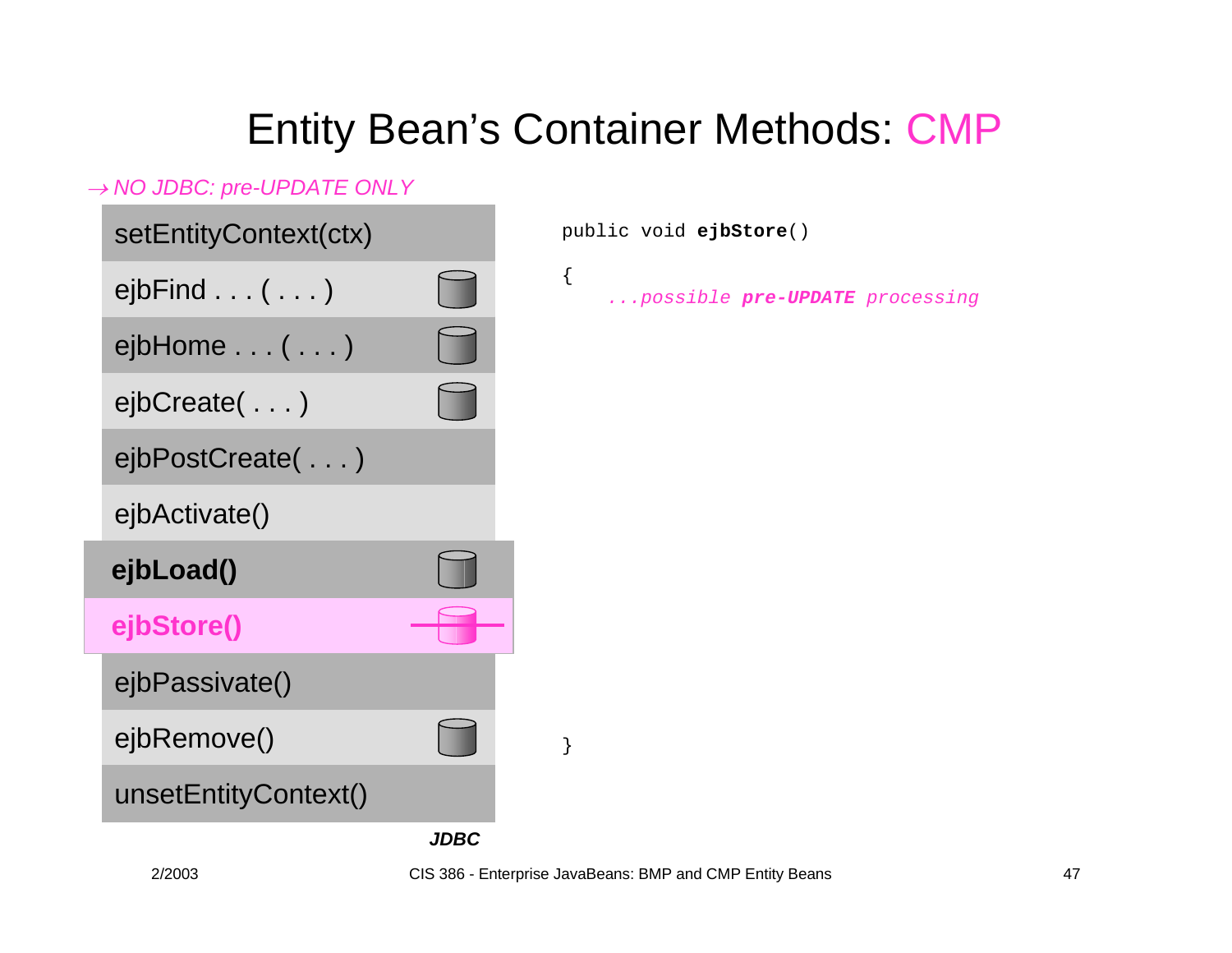# Entity Bean's Container Methods: CMP

*→ NO JDBC: pre-UPDATE ONLY*

- setEntityContext(ctx)
- ejbFind . . . ( . . . )
- ejbHome . . . ( . . . )
- ejbCreate( . . . )
- ejbPostCreate( . . . )
- ejbActivate()
- **ejbLoad()**
- **ejbStore()**
- ejbPassivate()
- ejbRemove()
- unsetEntityContext()

***JDBC***

```
public void ejbStore()
{
    ...possible pre-UPDATE processing
}
```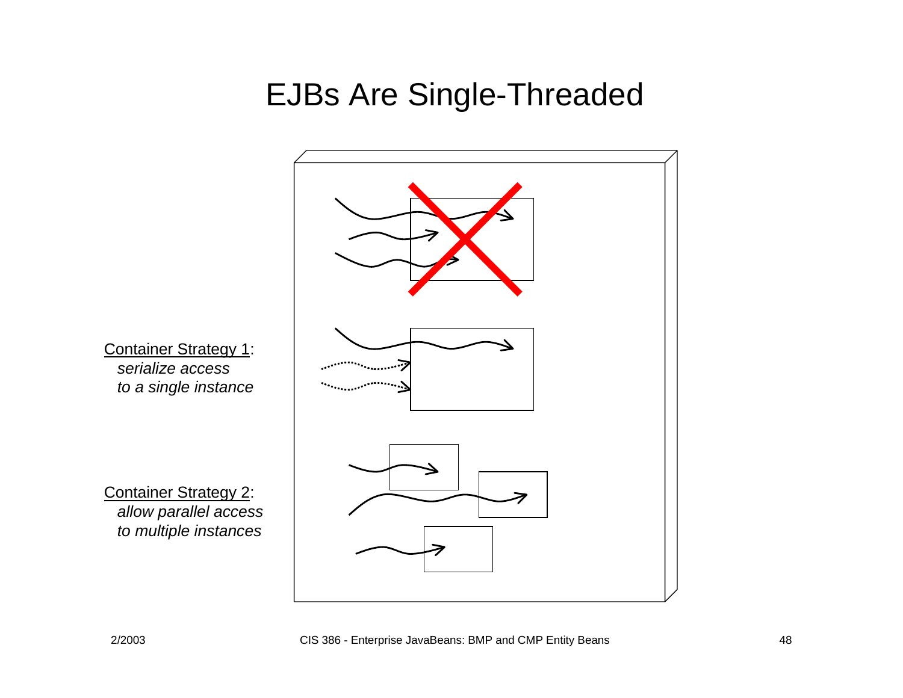# EJBs Are Single-Threaded

<u>Container Strategy 1</u>:
*serialize access to a single instance*

<u>Container Strategy 2</u>:
*allow parallel access to multiple instances*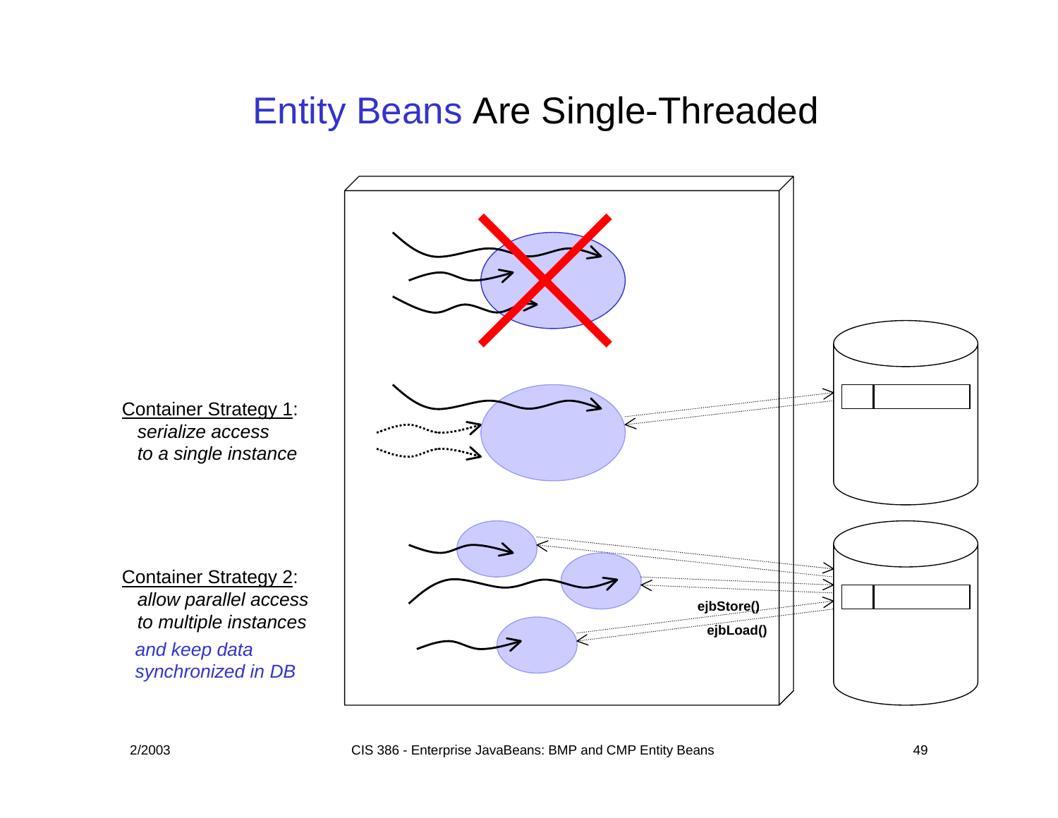# Entity Beans Are Single-Threaded

Container Strategy 1:
*serialize access to a single instance*

Container Strategy 2:
*allow parallel access to multiple instances*
*and keep data synchronized in DB*

ejbStore()

ejbLoad()